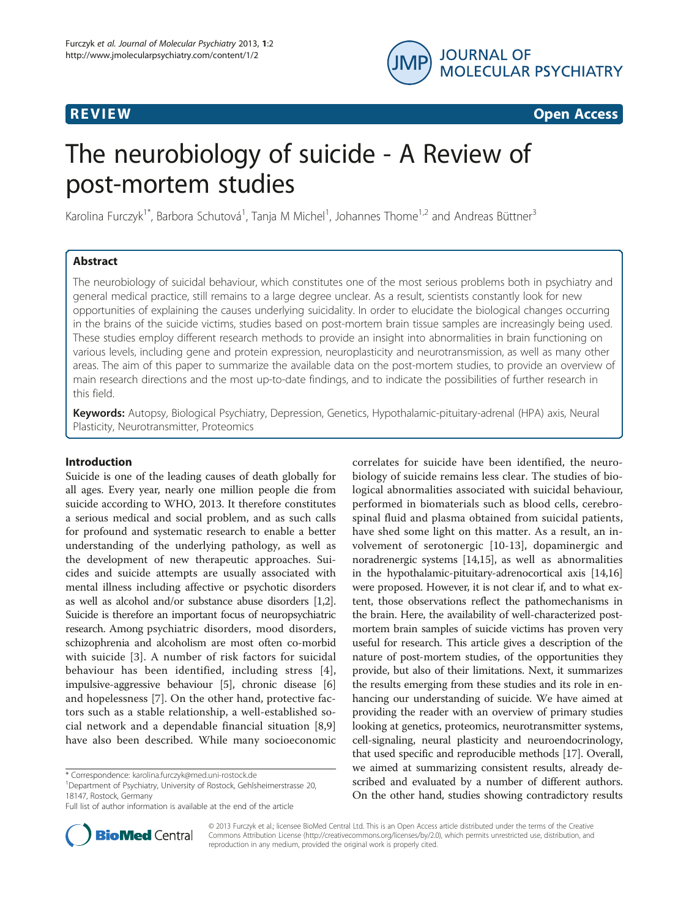REVIEW Open Access

# The neurobiology of suicide - A Review of post-mortem studies

Karolina Furczyk[1*], Barbora Schutová[1], Tanja M Michel[1], Johannes Thome[1,2] and Andreas Büttner[3]

## Abstract

The neurobiology of suicidal behaviour, which constitutes one of the most serious problems both in psychiatry and general medical practice, still remains to a large degree unclear. As a result, scientists constantly look for new opportunities of explaining the causes underlying suicidality. In order to elucidate the biological changes occurring in the brains of the suicide victims, studies based on post-mortem brain tissue samples are increasingly being used. These studies employ different research methods to provide an insight into abnormalities in brain functioning on various levels, including gene and protein expression, neuroplasticity and neurotransmission, as well as many other areas. The aim of this paper to summarize the available data on the post-mortem studies, to provide an overview of main research directions and the most up-to-date findings, and to indicate the possibilities of further research in this field.

**Keywords:** Autopsy, Biological Psychiatry, Depression, Genetics, Hypothalamic-pituitary-adrenal (HPA) axis, Neural Plasticity, Neurotransmitter, Proteomics

## Introduction

Suicide is one of the leading causes of death globally for all ages. Every year, nearly one million people die from suicide according to WHO, 2013. It therefore constitutes a serious medical and social problem, and as such calls for profound and systematic research to enable a better understanding of the underlying pathology, as well as the development of new therapeutic approaches. Suicides and suicide attempts are usually associated with mental illness including affective or psychotic disorders as well as alcohol and/or substance abuse disorders [1,2]. Suicide is therefore an important focus of neuropsychiatric research. Among psychiatric disorders, mood disorders, schizophrenia and alcoholism are most often co-morbid with suicide [3]. A number of risk factors for suicidal behaviour has been identified, including stress [4], impulsive-aggressive behaviour [5], chronic disease [6] and hopelessness [7]. On the other hand, protective factors such as a stable relationship, a well-established social network and a dependable financial situation [8,9] have also been described. While many socioeconomic correlates for suicide have been identified, the neurobiology of suicide remains less clear. The studies of biological abnormalities associated with suicidal behaviour, performed in biomaterials such as blood cells, cerebrospinal fluid and plasma obtained from suicidal patients, have shed some light on this matter. As a result, an involvement of serotonergic [10-13], dopaminergic and noradrenergic systems [14,15], as well as abnormalities in the hypothalamic-pituitary-adrenocortical axis [14,16] were proposed. However, it is not clear if, and to what extent, those observations reflect the pathomechanisms in the brain. Here, the availability of well-characterized post-mortem brain samples of suicide victims has proven very useful for research. This article gives a description of the nature of post-mortem studies, of the opportunities they provide, but also of their limitations. Next, it summarizes the results emerging from these studies and its role in enhancing our understanding of suicide. We have aimed at providing the reader with an overview of primary studies looking at genetics, proteomics, neurotransmitter systems, cell-signaling, neural plasticity and neuroendocrinology, that used specific and reproducible methods [17]. Overall, we aimed at summarizing consistent results, already described and evaluated by a number of different authors. On the other hand, studies showing contradictory results

\* Correspondence: karolina.furczyk@med.uni-rostock.de
[1]Department of Psychiatry, University of Rostock, Gehlsheimerstrasse 20, 18147, Rostock, Germany
Full list of author information is available at the end of the article

© 2013 Furczyk et al.; licensee BioMed Central Ltd. This is an Open Access article distributed under the terms of the Creative Commons Attribution License (http://creativecommons.org/licenses/by/2.0), which permits unrestricted use, distribution, and reproduction in any medium, provided the original work is properly cited.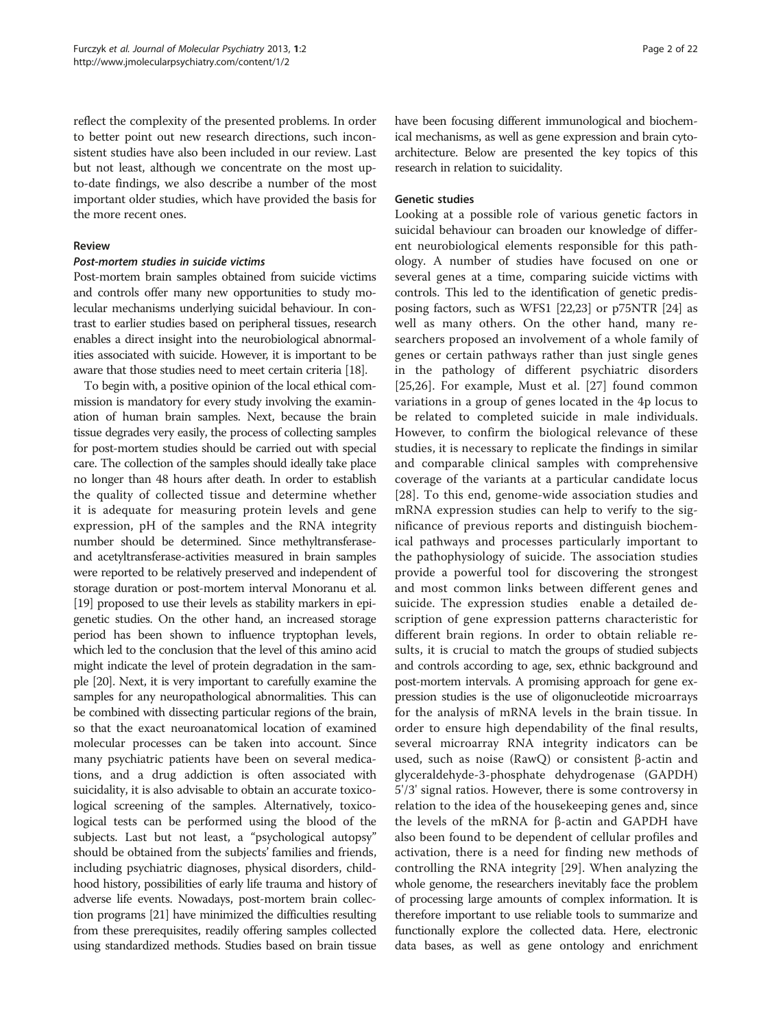reflect the complexity of the presented problems. In order to better point out new research directions, such inconsistent studies have also been included in our review. Last but not least, although we concentrate on the most up-to-date findings, we also describe a number of the most important older studies, which have provided the basis for the more recent ones.

## Review

### *Post-mortem studies in suicide victims*

Post-mortem brain samples obtained from suicide victims and controls offer many new opportunities to study molecular mechanisms underlying suicidal behaviour. In contrast to earlier studies based on peripheral tissues, research enables a direct insight into the neurobiological abnormalities associated with suicide. However, it is important to be aware that those studies need to meet certain criteria [18].

To begin with, a positive opinion of the local ethical commission is mandatory for every study involving the examination of human brain samples. Next, because the brain tissue degrades very easily, the process of collecting samples for post-mortem studies should be carried out with special care. The collection of the samples should ideally take place no longer than 48 hours after death. In order to establish the quality of collected tissue and determine whether it is adequate for measuring protein levels and gene expression, pH of the samples and the RNA integrity number should be determined. Since methyltransferase- and acetyltransferase-activities measured in brain samples were reported to be relatively preserved and independent of storage duration or post-mortem interval Monoranu et al. [19] proposed to use their levels as stability markers in epigenetic studies. On the other hand, an increased storage period has been shown to influence tryptophan levels, which led to the conclusion that the level of this amino acid might indicate the level of protein degradation in the sample [20]. Next, it is very important to carefully examine the samples for any neuropathological abnormalities. This can be combined with dissecting particular regions of the brain, so that the exact neuroanatomical location of examined molecular processes can be taken into account. Since many psychiatric patients have been on several medications, and a drug addiction is often associated with suicidality, it is also advisable to obtain an accurate toxicological screening of the samples. Alternatively, toxicological tests can be performed using the blood of the subjects. Last but not least, a "psychological autopsy" should be obtained from the subjects' families and friends, including psychiatric diagnoses, physical disorders, childhood history, possibilities of early life trauma and history of adverse life events. Nowadays, post-mortem brain collection programs [21] have minimized the difficulties resulting from these prerequisites, readily offering samples collected using standardized methods. Studies based on brain tissue have been focusing different immunological and biochemical mechanisms, as well as gene expression and brain cytoarchitecture. Below are presented the key topics of this research in relation to suicidality.

### Genetic studies

Looking at a possible role of various genetic factors in suicidal behaviour can broaden our knowledge of different neurobiological elements responsible for this pathology. A number of studies have focused on one or several genes at a time, comparing suicide victims with controls. This led to the identification of genetic predisposing factors, such as WFS1 [22,23] or p75NTR [24] as well as many others. On the other hand, many researchers proposed an involvement of a whole family of genes or certain pathways rather than just single genes in the pathology of different psychiatric disorders [25,26]. For example, Must et al. [27] found common variations in a group of genes located in the 4p locus to be related to completed suicide in male individuals. However, to confirm the biological relevance of these studies, it is necessary to replicate the findings in similar and comparable clinical samples with comprehensive coverage of the variants at a particular candidate locus [28]. To this end, genome-wide association studies and mRNA expression studies can help to verify to the significance of previous reports and distinguish biochemical pathways and processes particularly important to the pathophysiology of suicide. The association studies provide a powerful tool for discovering the strongest and most common links between different genes and suicide. The expression studies enable a detailed description of gene expression patterns characteristic for different brain regions. In order to obtain reliable results, it is crucial to match the groups of studied subjects and controls according to age, sex, ethnic background and post-mortem intervals. A promising approach for gene expression studies is the use of oligonucleotide microarrays for the analysis of mRNA levels in the brain tissue. In order to ensure high dependability of the final results, several microarray RNA integrity indicators can be used, such as noise (RawQ) or consistent β-actin and glyceraldehyde-3-phosphate dehydrogenase (GAPDH) 5'/3' signal ratios. However, there is some controversy in relation to the idea of the housekeeping genes and, since the levels of the mRNA for β-actin and GAPDH have also been found to be dependent of cellular profiles and activation, there is a need for finding new methods of controlling the RNA integrity [29]. When analyzing the whole genome, the researchers inevitably face the problem of processing large amounts of complex information. It is therefore important to use reliable tools to summarize and functionally explore the collected data. Here, electronic data bases, as well as gene ontology and enrichment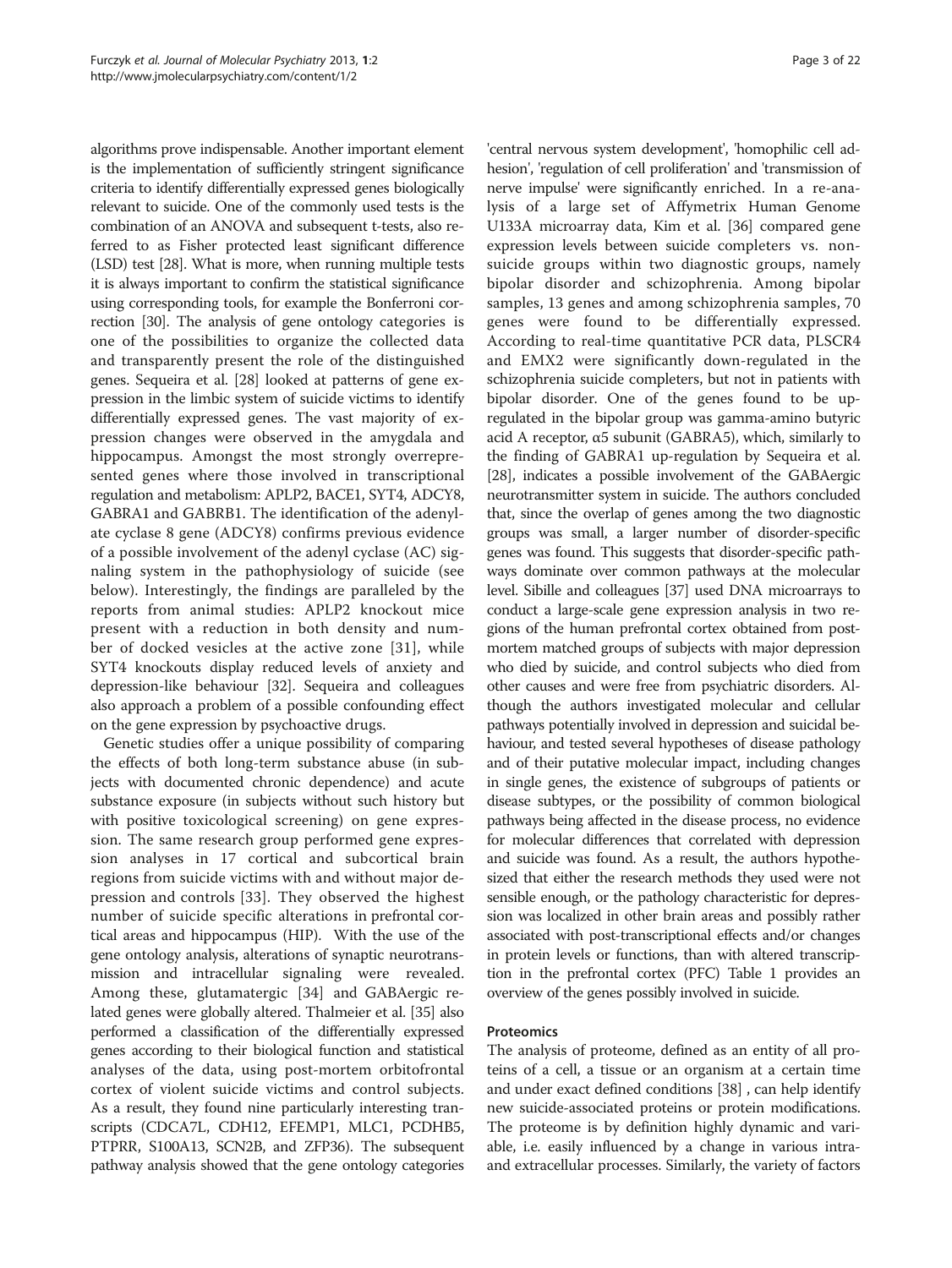algorithms prove indispensable. Another important element is the implementation of sufficiently stringent significance criteria to identify differentially expressed genes biologically relevant to suicide. One of the commonly used tests is the combination of an ANOVA and subsequent t-tests, also referred to as Fisher protected least significant difference (LSD) test [28]. What is more, when running multiple tests it is always important to confirm the statistical significance using corresponding tools, for example the Bonferroni correction [30]. The analysis of gene ontology categories is one of the possibilities to organize the collected data and transparently present the role of the distinguished genes. Sequeira et al. [28] looked at patterns of gene expression in the limbic system of suicide victims to identify differentially expressed genes. The vast majority of expression changes were observed in the amygdala and hippocampus. Amongst the most strongly overrepresented genes where those involved in transcriptional regulation and metabolism: APLP2, BACE1, SYT4, ADCY8, GABRA1 and GABRB1. The identification of the adenylate cyclase 8 gene (ADCY8) confirms previous evidence of a possible involvement of the adenyl cyclase (AC) signaling system in the pathophysiology of suicide (see below). Interestingly, the findings are paralleled by the reports from animal studies: APLP2 knockout mice present with a reduction in both density and number of docked vesicles at the active zone [31], while SYT4 knockouts display reduced levels of anxiety and depression-like behaviour [32]. Sequeira and colleagues also approach a problem of a possible confounding effect on the gene expression by psychoactive drugs.

Genetic studies offer a unique possibility of comparing the effects of both long-term substance abuse (in subjects with documented chronic dependence) and acute substance exposure (in subjects without such history but with positive toxicological screening) on gene expression. The same research group performed gene expression analyses in 17 cortical and subcortical brain regions from suicide victims with and without major depression and controls [33]. They observed the highest number of suicide specific alterations in prefrontal cortical areas and hippocampus (HIP). With the use of the gene ontology analysis, alterations of synaptic neurotransmission and intracellular signaling were revealed. Among these, glutamatergic [34] and GABAergic related genes were globally altered. Thalmeier et al. [35] also performed a classification of the differentially expressed genes according to their biological function and statistical analyses of the data, using post-mortem orbitofrontal cortex of violent suicide victims and control subjects. As a result, they found nine particularly interesting transcripts (CDCA7L, CDH12, EFEMP1, MLC1, PCDHB5, PTPRR, S100A13, SCN2B, and ZFP36). The subsequent pathway analysis showed that the gene ontology categories 'central nervous system development', 'homophilic cell adhesion', 'regulation of cell proliferation' and 'transmission of nerve impulse' were significantly enriched. In a re-analysis of a large set of Affymetrix Human Genome U133A microarray data, Kim et al. [36] compared gene expression levels between suicide completers vs. non-suicide groups within two diagnostic groups, namely bipolar disorder and schizophrenia. Among bipolar samples, 13 genes and among schizophrenia samples, 70 genes were found to be differentially expressed. According to real-time quantitative PCR data, PLSCR4 and EMX2 were significantly down-regulated in the schizophrenia suicide completers, but not in patients with bipolar disorder. One of the genes found to be up-regulated in the bipolar group was gamma-amino butyric acid A receptor, α5 subunit (GABRA5), which, similarly to the finding of GABRA1 up-regulation by Sequeira et al. [28], indicates a possible involvement of the GABAergic neurotransmitter system in suicide. The authors concluded that, since the overlap of genes among the two diagnostic groups was small, a larger number of disorder-specific genes was found. This suggests that disorder-specific pathways dominate over common pathways at the molecular level. Sibille and colleagues [37] used DNA microarrays to conduct a large-scale gene expression analysis in two regions of the human prefrontal cortex obtained from postmortem matched groups of subjects with major depression who died by suicide, and control subjects who died from other causes and were free from psychiatric disorders. Although the authors investigated molecular and cellular pathways potentially involved in depression and suicidal behaviour, and tested several hypotheses of disease pathology and of their putative molecular impact, including changes in single genes, the existence of subgroups of patients or disease subtypes, or the possibility of common biological pathways being affected in the disease process, no evidence for molecular differences that correlated with depression and suicide was found. As a result, the authors hypothesized that either the research methods they used were not sensible enough, or the pathology characteristic for depression was localized in other brain areas and possibly rather associated with post-transcriptional effects and/or changes in protein levels or functions, than with altered transcription in the prefrontal cortex (PFC) Table 1 provides an overview of the genes possibly involved in suicide.

## Proteomics

The analysis of proteome, defined as an entity of all proteins of a cell, a tissue or an organism at a certain time and under exact defined conditions [38] , can help identify new suicide-associated proteins or protein modifications. The proteome is by definition highly dynamic and variable, i.e. easily influenced by a change in various intra- and extracellular processes. Similarly, the variety of factors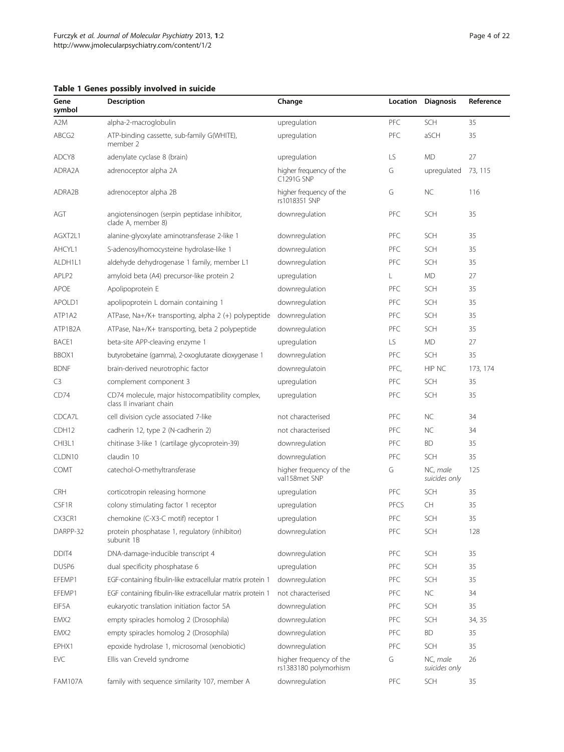**Table 1 Genes possibly involved in suicide**

| Gene symbol | Description | Change | Location | Diagnosis | Reference |
|---|---|---|---|---|---|
| A2M | alpha-2-macroglobulin | upregulation | PFC | SCH | 35 |
| ABCG2 | ATP-binding cassette, sub-family G(WHITE), member 2 | upregulation | PFC | aSCH | 35 |
| ADCY8 | adenylate cyclase 8 (brain) | upregulation | LS | MD | 27 |
| ADRA2A | adrenoceptor alpha 2A | higher frequency of the C1291G SNP | G | upregulated | 73, 115 |
| ADRA2B | adrenoceptor alpha 2B | higher frequency of the rs1018351 SNP | G | NC | 116 |
| AGT | angiotensinogen (serpin peptidase inhibitor, clade A, member 8) | downregulation | PFC | SCH | 35 |
| AGXT2L1 | alanine-glyoxylate aminotransferase 2-like 1 | downregulation | PFC | SCH | 35 |
| AHCYL1 | S-adenosylhomocysteine hydrolase-like 1 | downregulation | PFC | SCH | 35 |
| ALDH1L1 | aldehyde dehydrogenase 1 family, member L1 | downregulation | PFC | SCH | 35 |
| APLP2 | amyloid beta (A4) precursor-like protein 2 | upregulation | L | MD | 27 |
| APOE | Apolipoprotein E | downregulation | PFC | SCH | 35 |
| APOLD1 | apolipoprotein L domain containing 1 | downregulation | PFC | SCH | 35 |
| ATP1A2 | ATPase, Na+/K+ transporting, alpha 2 (+) polypeptide | downregulation | PFC | SCH | 35 |
| ATP1B2A | ATPase, Na+/K+ transporting, beta 2 polypeptide | downregulation | PFC | SCH | 35 |
| BACE1 | beta-site APP-cleaving enzyme 1 | upregulation | LS | MD | 27 |
| BBOX1 | butyrobetaine (gamma), 2-oxoglutarate dioxygenase 1 | downregulation | PFC | SCH | 35 |
| BDNF | brain-derived neurotrophic factor | downregulatoin | PFC, | HIP NC | 173, 174 |
| C3 | complement component 3 | upregulation | PFC | SCH | 35 |
| CD74 | CD74 molecule, major histocompatibility complex, class II invariant chain | upregulation | PFC | SCH | 35 |
| CDCA7L | cell division cycle associated 7-like | not characterised | PFC | NC | 34 |
| CDH12 | cadherin 12, type 2 (N-cadherin 2) | not characterised | PFC | NC | 34 |
| CHI3L1 | chitinase 3-like 1 (cartilage glycoprotein-39) | downregulation | PFC | BD | 35 |
| CLDN10 | claudin 10 | downregulation | PFC | SCH | 35 |
| COMT | catechol-O-methyltransferase | higher frequency of the val158met SNP | G | NC, *male suicides only* | 125 |
| CRH | corticotropin releasing hormone | upregulation | PFC | SCH | 35 |
| CSF1R | colony stimulating factor 1 receptor | upregulation | PFCS | CH | 35 |
| CX3CR1 | chemokine (C-X3-C motif) receptor 1 | upregulation | PFC | SCH | 35 |
| DARPP-32 | protein phosphatase 1, regulatory (inhibitor) subunit 1B | downregulation | PFC | SCH | 128 |
| DDIT4 | DNA-damage-inducible transcript 4 | downregulation | PFC | SCH | 35 |
| DUSP6 | dual specificity phosphatase 6 | upregulation | PFC | SCH | 35 |
| EFEMP1 | EGF-containing fibulin-like extracellular matrix protein 1 | downregulation | PFC | SCH | 35 |
| EFEMP1 | EGF containing fibulin-like extracellular matrix protein 1 | not characterised | PFC | NC | 34 |
| EIF5A | eukaryotic translation initiation factor 5A | downregulation | PFC | SCH | 35 |
| EMX2 | empty spiracles homolog 2 (Drosophila) | downregulation | PFC | SCH | 34, 35 |
| EMX2 | empty spiracles homolog 2 (Drosophila) | downregulation | PFC | BD | 35 |
| EPHX1 | epoxide hydrolase 1, microsomal (xenobiotic) | downregulation | PFC | SCH | 35 |
| EVC | Ellis van Creveld syndrome | higher frequency of the rs1383180 polymorhism | G | NC, *male suicides only* | 26 |
| FAM107A | family with sequence similarity 107, member A | downregulation | PFC | SCH | 35 |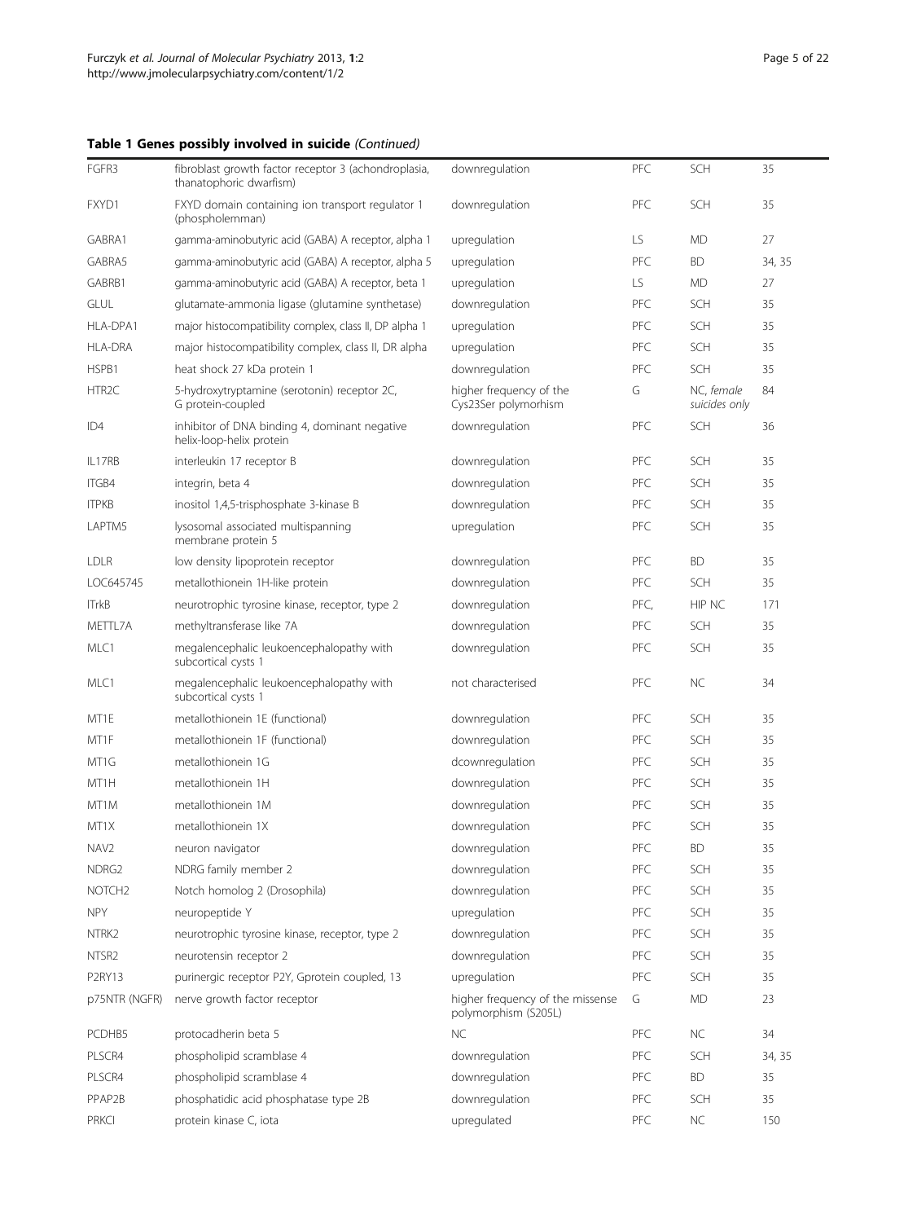**Table 1 Genes possibly involved in suicide** *(Continued)*

| | | | | | |
|---|---|---|---|---|---|
| FGFR3 | fibroblast growth factor receptor 3 (achondroplasia, thanatophoric dwarfism) | downregulation | PFC | SCH | 35 |
| FXYD1 | FXYD domain containing ion transport regulator 1 (phospholemman) | downregulation | PFC | SCH | 35 |
| GABRA1 | gamma-aminobutyric acid (GABA) A receptor, alpha 1 | upregulation | LS | MD | 27 |
| GABRA5 | gamma-aminobutyric acid (GABA) A receptor, alpha 5 | upregulation | PFC | BD | 34, 35 |
| GABRB1 | gamma-aminobutyric acid (GABA) A receptor, beta 1 | upregulation | LS | MD | 27 |
| GLUL | glutamate-ammonia ligase (glutamine synthetase) | downregulation | PFC | SCH | 35 |
| HLA-DPA1 | major histocompatibility complex, class II, DP alpha 1 | upregulation | PFC | SCH | 35 |
| HLA-DRA | major histocompatibility complex, class II, DR alpha | upregulation | PFC | SCH | 35 |
| HSPB1 | heat shock 27 kDa protein 1 | downregulation | PFC | SCH | 35 |
| HTR2C | 5-hydroxytryptamine (serotonin) receptor 2C, G protein-coupled | higher frequency of the Cys23Ser polymorhism | G | NC, *female suicides only* | 84 |
| ID4 | inhibitor of DNA binding 4, dominant negative helix-loop-helix protein | downregulation | PFC | SCH | 36 |
| IL17RB | interleukin 17 receptor B | downregulation | PFC | SCH | 35 |
| ITGB4 | integrin, beta 4 | downregulation | PFC | SCH | 35 |
| ITPKB | inositol 1,4,5-trisphosphate 3-kinase B | downregulation | PFC | SCH | 35 |
| LAPTM5 | lysosomal associated multispanning membrane protein 5 | upregulation | PFC | SCH | 35 |
| LDLR | low density lipoprotein receptor | downregulation | PFC | BD | 35 |
| LOC645745 | metallothionein 1H-like protein | downregulation | PFC | SCH | 35 |
| lTrkB | neurotrophic tyrosine kinase, receptor, type 2 | downregulation | PFC, | HIP NC | 171 |
| METTL7A | methyltransferase like 7A | downregulation | PFC | SCH | 35 |
| MLC1 | megalencephalic leukoencephalopathy with subcortical cysts 1 | downregulation | PFC | SCH | 35 |
| MLC1 | megalencephalic leukoencephalopathy with subcortical cysts 1 | not characterised | PFC | NC | 34 |
| MT1E | metallothionein 1E (functional) | downregulation | PFC | SCH | 35 |
| MT1F | metallothionein 1F (functional) | downregulation | PFC | SCH | 35 |
| MT1G | metallothionein 1G | dcownregulation | PFC | SCH | 35 |
| MT1H | metallothionein 1H | downregulation | PFC | SCH | 35 |
| MT1M | metallothionein 1M | downregulation | PFC | SCH | 35 |
| MT1X | metallothionein 1X | downregulation | PFC | SCH | 35 |
| NAV2 | neuron navigator | downregulation | PFC | BD | 35 |
| NDRG2 | NDRG family member 2 | downregulation | PFC | SCH | 35 |
| NOTCH2 | Notch homolog 2 (Drosophila) | downregulation | PFC | SCH | 35 |
| NPY | neuropeptide Y | upregulation | PFC | SCH | 35 |
| NTRK2 | neurotrophic tyrosine kinase, receptor, type 2 | downregulation | PFC | SCH | 35 |
| NTSR2 | neurotensin receptor 2 | downregulation | PFC | SCH | 35 |
| P2RY13 | purinergic receptor P2Y, Gprotein coupled, 13 | upregulation | PFC | SCH | 35 |
| p75NTR (NGFR) | nerve growth factor receptor | higher frequency of the missense polymorphism (S205L) | G | MD | 23 |
| PCDHB5 | protocadherin beta 5 | NC | PFC | NC | 34 |
| PLSCR4 | phospholipid scramblase 4 | downregulation | PFC | SCH | 34, 35 |
| PLSCR4 | phospholipid scramblase 4 | downregulation | PFC | BD | 35 |
| PPAP2B | phosphatidic acid phosphatase type 2B | downregulation | PFC | SCH | 35 |
| PRKCI | protein kinase C, iota | upregulated | PFC | NC | 150 |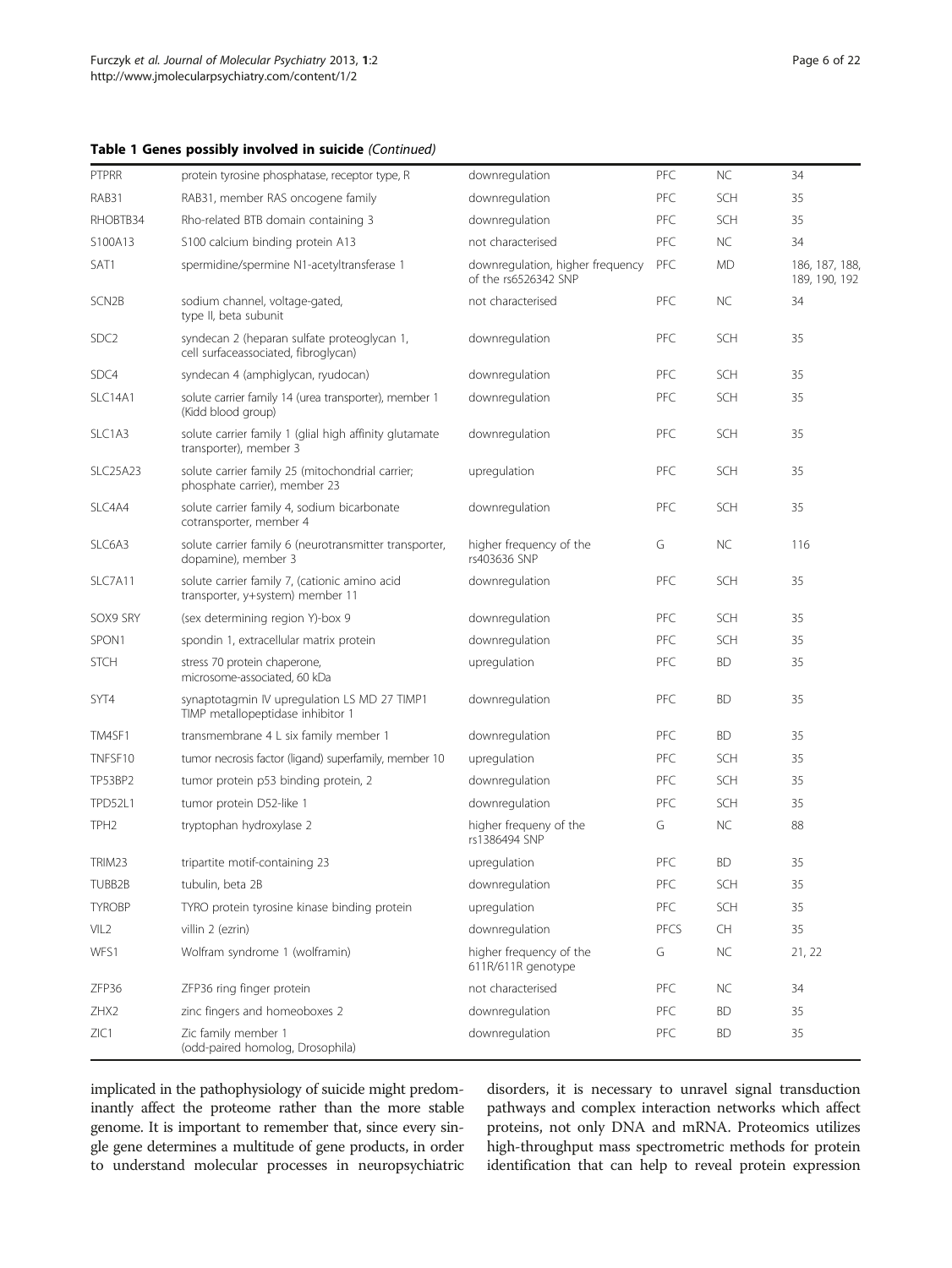**Table 1 Genes possibly involved in suicide** *(Continued)*

| | | | | | |
|---|---|---|---|---|---|
| PTPRR | protein tyrosine phosphatase, receptor type, R | downregulation | PFC | NC | 34 |
| RAB31 | RAB31, member RAS oncogene family | downregulation | PFC | SCH | 35 |
| RHOBTB34 | Rho-related BTB domain containing 3 | downregulation | PFC | SCH | 35 |
| S100A13 | S100 calcium binding protein A13 | not characterised | PFC | NC | 34 |
| SAT1 | spermidine/spermine N1-acetyltransferase 1 | downregulation, higher frequency of the rs6526342 SNP | PFC | MD | 186, 187, 188, 189, 190, 192 |
| SCN2B | sodium channel, voltage-gated, type II, beta subunit | not characterised | PFC | NC | 34 |
| SDC2 | syndecan 2 (heparan sulfate proteoglycan 1, cell surfaceassociated, fibroglycan) | downregulation | PFC | SCH | 35 |
| SDC4 | syndecan 4 (amphiglycan, ryudocan) | downregulation | PFC | SCH | 35 |
| SLC14A1 | solute carrier family 14 (urea transporter), member 1 (Kidd blood group) | downregulation | PFC | SCH | 35 |
| SLC1A3 | solute carrier family 1 (glial high affinity glutamate transporter), member 3 | downregulation | PFC | SCH | 35 |
| SLC25A23 | solute carrier family 25 (mitochondrial carrier; phosphate carrier), member 23 | upregulation | PFC | SCH | 35 |
| SLC4A4 | solute carrier family 4, sodium bicarbonate cotransporter, member 4 | downregulation | PFC | SCH | 35 |
| SLC6A3 | solute carrier family 6 (neurotransmitter transporter, dopamine), member 3 | higher frequency of the rs403636 SNP | G | NC | 116 |
| SLC7A11 | solute carrier family 7, (cationic amino acid transporter, y+system) member 11 | downregulation | PFC | SCH | 35 |
| SOX9 SRY | (sex determining region Y)-box 9 | downregulation | PFC | SCH | 35 |
| SPON1 | spondin 1, extracellular matrix protein | downregulation | PFC | SCH | 35 |
| STCH | stress 70 protein chaperone, microsome-associated, 60 kDa | upregulation | PFC | BD | 35 |
| SYT4 | synaptotagmin IV upregulation LS MD 27 TIMP1 TIMP metallopeptidase inhibitor 1 | downregulation | PFC | BD | 35 |
| TM4SF1 | transmembrane 4 L six family member 1 | downregulation | PFC | BD | 35 |
| TNFSF10 | tumor necrosis factor (ligand) superfamily, member 10 | upregulation | PFC | SCH | 35 |
| TP53BP2 | tumor protein p53 binding protein, 2 | downregulation | PFC | SCH | 35 |
| TPD52L1 | tumor protein D52-like 1 | downregulation | PFC | SCH | 35 |
| TPH2 | tryptophan hydroxylase 2 | higher frequeny of the rs1386494 SNP | G | NC | 88 |
| TRIM23 | tripartite motif-containing 23 | upregulation | PFC | BD | 35 |
| TUBB2B | tubulin, beta 2B | downregulation | PFC | SCH | 35 |
| TYROBP | TYRO protein tyrosine kinase binding protein | upregulation | PFC | SCH | 35 |
| VIL2 | villin 2 (ezrin) | downregulation | PFCS | CH | 35 |
| WFS1 | Wolfram syndrome 1 (wolframin) | higher frequency of the 611R/611R genotype | G | NC | 21, 22 |
| ZFP36 | ZFP36 ring finger protein | not characterised | PFC | NC | 34 |
| ZHX2 | zinc fingers and homeoboxes 2 | downregulation | PFC | BD | 35 |
| ZIC1 | Zic family member 1 (odd-paired homolog, Drosophila) | downregulation | PFC | BD | 35 |

implicated in the pathophysiology of suicide might predominantly affect the proteome rather than the more stable genome. It is important to remember that, since every single gene determines a multitude of gene products, in order to understand molecular processes in neuropsychiatric disorders, it is necessary to unravel signal transduction pathways and complex interaction networks which affect proteins, not only DNA and mRNA. Proteomics utilizes high-throughput mass spectrometric methods for protein identification that can help to reveal protein expression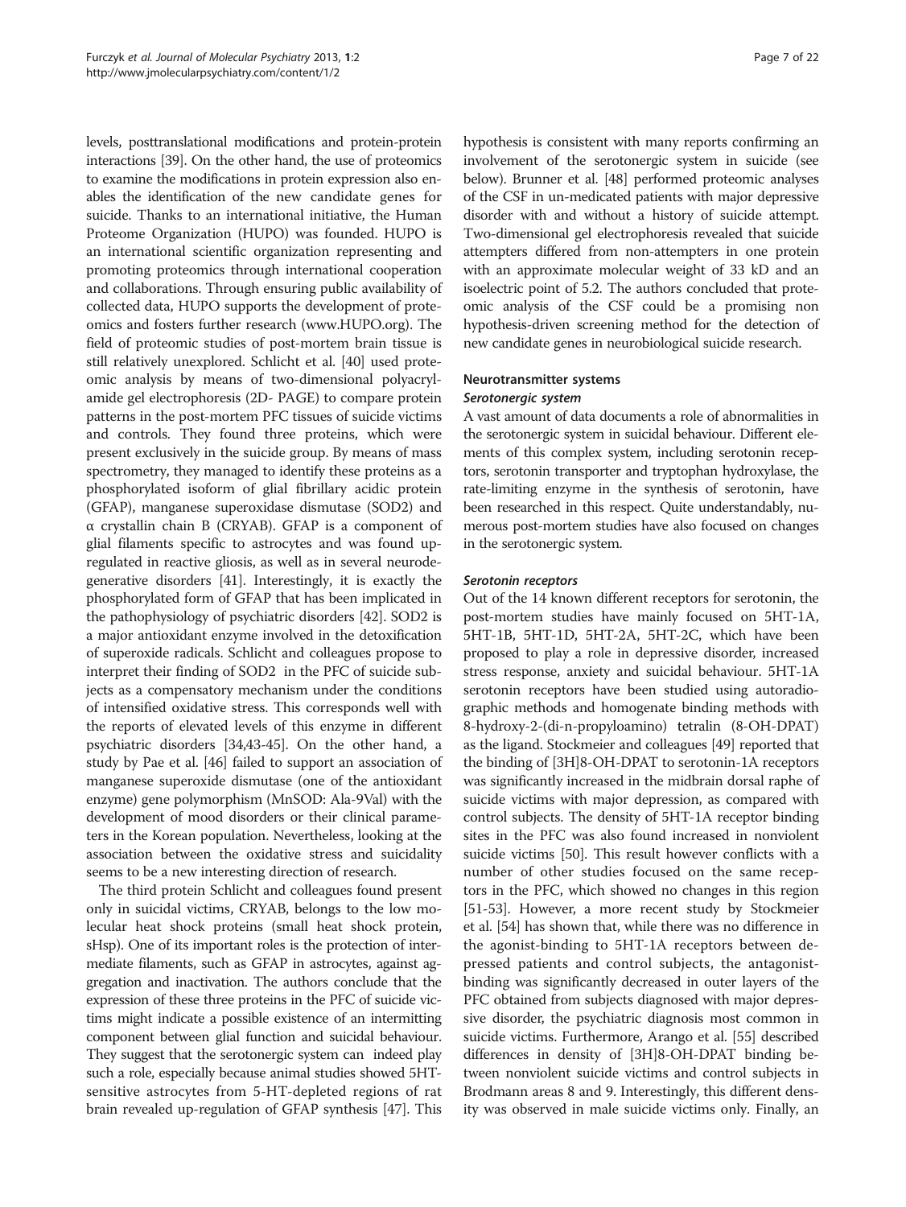levels, posttranslational modifications and protein-protein interactions [39]. On the other hand, the use of proteomics to examine the modifications in protein expression also enables the identification of the new candidate genes for suicide. Thanks to an international initiative, the Human Proteome Organization (HUPO) was founded. HUPO is an international scientific organization representing and promoting proteomics through international cooperation and collaborations. Through ensuring public availability of collected data, HUPO supports the development of proteomics and fosters further research (www.HUPO.org). The field of proteomic studies of post-mortem brain tissue is still relatively unexplored. Schlicht et al. [40] used proteomic analysis by means of two-dimensional polyacrylamide gel electrophoresis (2D- PAGE) to compare protein patterns in the post-mortem PFC tissues of suicide victims and controls. They found three proteins, which were present exclusively in the suicide group. By means of mass spectrometry, they managed to identify these proteins as a phosphorylated isoform of glial fibrillary acidic protein (GFAP), manganese superoxidase dismutase (SOD2) and α crystallin chain B (CRYAB). GFAP is a component of glial filaments specific to astrocytes and was found upregulated in reactive gliosis, as well as in several neurodegenerative disorders [41]. Interestingly, it is exactly the phosphorylated form of GFAP that has been implicated in the pathophysiology of psychiatric disorders [42]. SOD2 is a major antioxidant enzyme involved in the detoxification of superoxide radicals. Schlicht and colleagues propose to interpret their finding of SOD2 in the PFC of suicide subjects as a compensatory mechanism under the conditions of intensified oxidative stress. This corresponds well with the reports of elevated levels of this enzyme in different psychiatric disorders [34,43-45]. On the other hand, a study by Pae et al. [46] failed to support an association of manganese superoxide dismutase (one of the antioxidant enzyme) gene polymorphism (MnSOD: Ala-9Val) with the development of mood disorders or their clinical parameters in the Korean population. Nevertheless, looking at the association between the oxidative stress and suicidality seems to be a new interesting direction of research.

The third protein Schlicht and colleagues found present only in suicidal victims, CRYAB, belongs to the low molecular heat shock proteins (small heat shock protein, sHsp). One of its important roles is the protection of intermediate filaments, such as GFAP in astrocytes, against aggregation and inactivation. The authors conclude that the expression of these three proteins in the PFC of suicide victims might indicate a possible existence of an intermitting component between glial function and suicidal behaviour. They suggest that the serotonergic system can indeed play such a role, especially because animal studies showed 5HT-sensitive astrocytes from 5-HT-depleted regions of rat brain revealed up-regulation of GFAP synthesis [47]. This hypothesis is consistent with many reports confirming an involvement of the serotonergic system in suicide (see below). Brunner et al. [48] performed proteomic analyses of the CSF in un-medicated patients with major depressive disorder with and without a history of suicide attempt. Two-dimensional gel electrophoresis revealed that suicide attempters differed from non-attempters in one protein with an approximate molecular weight of 33 kD and an isoelectric point of 5.2. The authors concluded that proteomic analysis of the CSF could be a promising non hypothesis-driven screening method for the detection of new candidate genes in neurobiological suicide research.

## Neurotransmitter systems

### *Serotonergic system*

A vast amount of data documents a role of abnormalities in the serotonergic system in suicidal behaviour. Different elements of this complex system, including serotonin receptors, serotonin transporter and tryptophan hydroxylase, the rate-limiting enzyme in the synthesis of serotonin, have been researched in this respect. Quite understandably, numerous post-mortem studies have also focused on changes in the serotonergic system.

### *Serotonin receptors*

Out of the 14 known different receptors for serotonin, the post-mortem studies have mainly focused on 5HT-1A, 5HT-1B, 5HT-1D, 5HT-2A, 5HT-2C, which have been proposed to play a role in depressive disorder, increased stress response, anxiety and suicidal behaviour. 5HT-1A serotonin receptors have been studied using autoradiographic methods and homogenate binding methods with 8-hydroxy-2-(di-n-propyloamino) tetralin (8-OH-DPAT) as the ligand. Stockmeier and colleagues [49] reported that the binding of [3H]8-OH-DPAT to serotonin-1A receptors was significantly increased in the midbrain dorsal raphe of suicide victims with major depression, as compared with control subjects. The density of 5HT-1A receptor binding sites in the PFC was also found increased in nonviolent suicide victims [50]. This result however conflicts with a number of other studies focused on the same receptors in the PFC, which showed no changes in this region [51-53]. However, a more recent study by Stockmeier et al. [54] has shown that, while there was no difference in the agonist-binding to 5HT-1A receptors between depressed patients and control subjects, the antagonist-binding was significantly decreased in outer layers of the PFC obtained from subjects diagnosed with major depressive disorder, the psychiatric diagnosis most common in suicide victims. Furthermore, Arango et al. [55] described differences in density of [3H]8-OH-DPAT binding between nonviolent suicide victims and control subjects in Brodmann areas 8 and 9. Interestingly, this different density was observed in male suicide victims only. Finally, an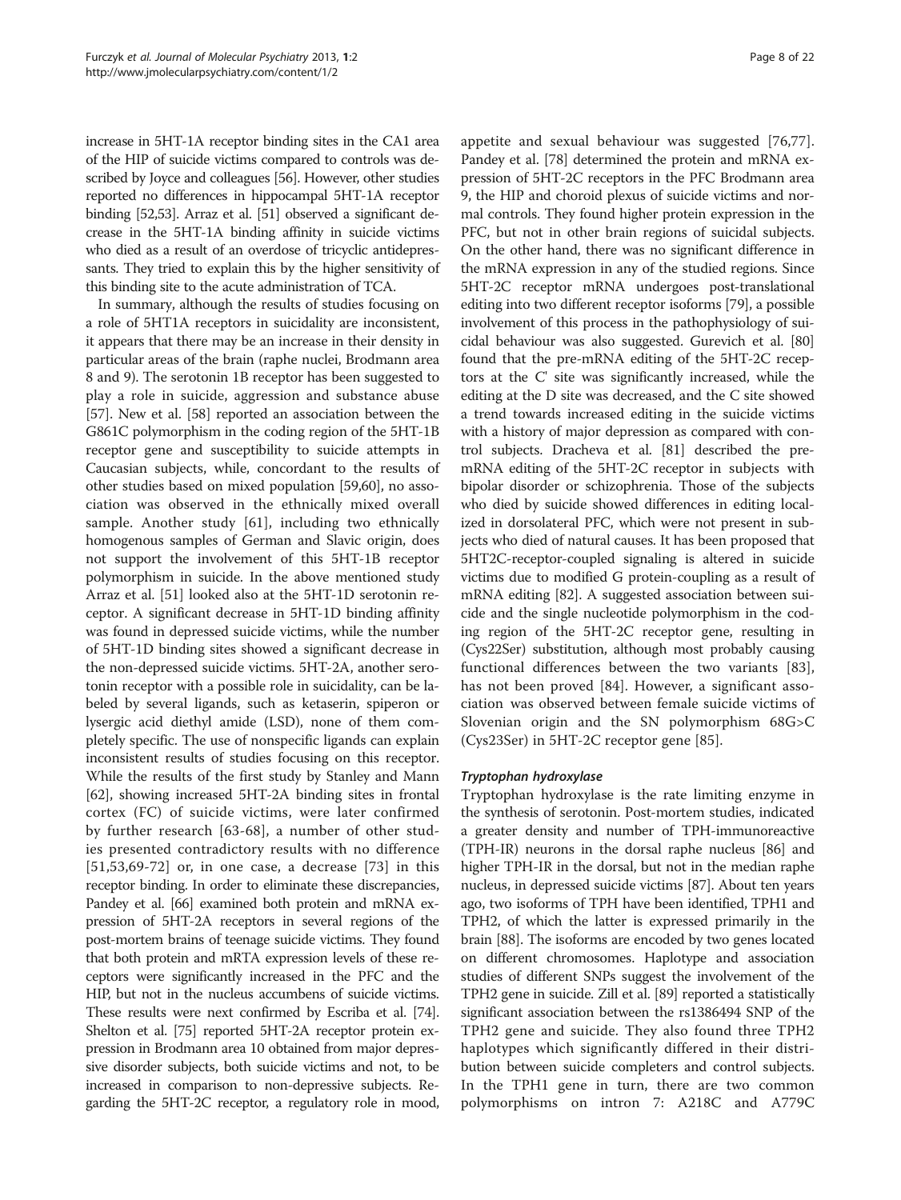increase in 5HT-1A receptor binding sites in the CA1 area of the HIP of suicide victims compared to controls was described by Joyce and colleagues [56]. However, other studies reported no differences in hippocampal 5HT-1A receptor binding [52,53]. Arraz et al. [51] observed a significant decrease in the 5HT-1A binding affinity in suicide victims who died as a result of an overdose of tricyclic antidepressants. They tried to explain this by the higher sensitivity of this binding site to the acute administration of TCA.

In summary, although the results of studies focusing on a role of 5HT1A receptors in suicidality are inconsistent, it appears that there may be an increase in their density in particular areas of the brain (raphe nuclei, Brodmann area 8 and 9). The serotonin 1B receptor has been suggested to play a role in suicide, aggression and substance abuse [57]. New et al. [58] reported an association between the G861C polymorphism in the coding region of the 5HT-1B receptor gene and susceptibility to suicide attempts in Caucasian subjects, while, concordant to the results of other studies based on mixed population [59,60], no association was observed in the ethnically mixed overall sample. Another study [61], including two ethnically homogenous samples of German and Slavic origin, does not support the involvement of this 5HT-1B receptor polymorphism in suicide. In the above mentioned study Arraz et al. [51] looked also at the 5HT-1D serotonin receptor. A significant decrease in 5HT-1D binding affinity was found in depressed suicide victims, while the number of 5HT-1D binding sites showed a significant decrease in the non-depressed suicide victims. 5HT-2A, another serotonin receptor with a possible role in suicidality, can be labeled by several ligands, such as ketaserin, spiperon or lysergic acid diethyl amide (LSD), none of them completely specific. The use of nonspecific ligands can explain inconsistent results of studies focusing on this receptor. While the results of the first study by Stanley and Mann [62], showing increased 5HT-2A binding sites in frontal cortex (FC) of suicide victims, were later confirmed by further research [63-68], a number of other studies presented contradictory results with no difference [51,53,69-72] or, in one case, a decrease [73] in this receptor binding. In order to eliminate these discrepancies, Pandey et al. [66] examined both protein and mRNA expression of 5HT-2A receptors in several regions of the post-mortem brains of teenage suicide victims. They found that both protein and mRTA expression levels of these receptors were significantly increased in the PFC and the HIP, but not in the nucleus accumbens of suicide victims. These results were next confirmed by Escriba et al. [74]. Shelton et al. [75] reported 5HT-2A receptor protein expression in Brodmann area 10 obtained from major depressive disorder subjects, both suicide victims and not, to be increased in comparison to non-depressive subjects. Regarding the 5HT-2C receptor, a regulatory role in mood, appetite and sexual behaviour was suggested [76,77]. Pandey et al. [78] determined the protein and mRNA expression of 5HT-2C receptors in the PFC Brodmann area 9, the HIP and choroid plexus of suicide victims and normal controls. They found higher protein expression in the PFC, but not in other brain regions of suicidal subjects. On the other hand, there was no significant difference in the mRNA expression in any of the studied regions. Since 5HT-2C receptor mRNA undergoes post-translational editing into two different receptor isoforms [79], a possible involvement of this process in the pathophysiology of suicidal behaviour was also suggested. Gurevich et al. [80] found that the pre-mRNA editing of the 5HT-2C receptors at the C' site was significantly increased, while the editing at the D site was decreased, and the C site showed a trend towards increased editing in the suicide victims with a history of major depression as compared with control subjects. Dracheva et al. [81] described the pre-mRNA editing of the 5HT-2C receptor in subjects with bipolar disorder or schizophrenia. Those of the subjects who died by suicide showed differences in editing localized in dorsolateral PFC, which were not present in subjects who died of natural causes. It has been proposed that 5HT2C-receptor-coupled signaling is altered in suicide victims due to modified G protein-coupling as a result of mRNA editing [82]. A suggested association between suicide and the single nucleotide polymorphism in the coding region of the 5HT-2C receptor gene, resulting in (Cys22Ser) substitution, although most probably causing functional differences between the two variants [83], has not been proved [84]. However, a significant association was observed between female suicide victims of Slovenian origin and the SN polymorphism 68G>C (Cys23Ser) in 5HT-2C receptor gene [85].

#### *Tryptophan hydroxylase*

Tryptophan hydroxylase is the rate limiting enzyme in the synthesis of serotonin. Post-mortem studies, indicated a greater density and number of TPH-immunoreactive (TPH-IR) neurons in the dorsal raphe nucleus [86] and higher TPH-IR in the dorsal, but not in the median raphe nucleus, in depressed suicide victims [87]. About ten years ago, two isoforms of TPH have been identified, TPH1 and TPH2, of which the latter is expressed primarily in the brain [88]. The isoforms are encoded by two genes located on different chromosomes. Haplotype and association studies of different SNPs suggest the involvement of the TPH2 gene in suicide. Zill et al. [89] reported a statistically significant association between the rs1386494 SNP of the TPH2 gene and suicide. They also found three TPH2 haplotypes which significantly differed in their distribution between suicide completers and control subjects. In the TPH1 gene in turn, there are two common polymorphisms on intron 7: A218C and A779C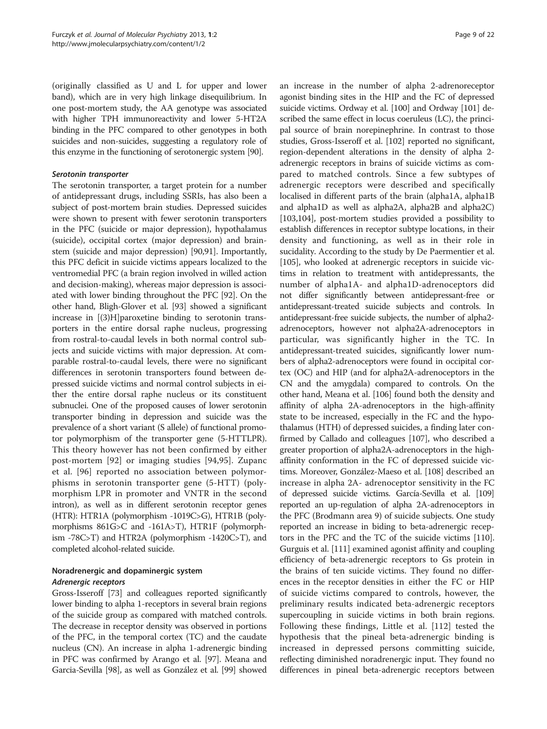(originally classified as U and L for upper and lower band), which are in very high linkage disequilibrium. In one post-mortem study, the AA genotype was associated with higher TPH immunoreactivity and lower 5-HT2A binding in the PFC compared to other genotypes in both suicides and non-suicides, suggesting a regulatory role of this enzyme in the functioning of serotonergic system [90].

#### *Serotonin transporter*

The serotonin transporter, a target protein for a number of antidepressant drugs, including SSRIs, has also been a subject of post-mortem brain studies. Depressed suicides were shown to present with fewer serotonin transporters in the PFC (suicide or major depression), hypothalamus (suicide), occipital cortex (major depression) and brainstem (suicide and major depression) [90,91]. Importantly, this PFC deficit in suicide victims appears localized to the ventromedial PFC (a brain region involved in willed action and decision-making), whereas major depression is associated with lower binding throughout the PFC [92]. On the other hand, Bligh-Glover et al. [93] showed a significant increase in [(3)H]paroxetine binding to serotonin transporters in the entire dorsal raphe nucleus, progressing from rostral-to-caudal levels in both normal control subjects and suicide victims with major depression. At comparable rostral-to-caudal levels, there were no significant differences in serotonin transporters found between depressed suicide victims and normal control subjects in either the entire dorsal raphe nucleus or its constituent subnuclei. One of the proposed causes of lower serotonin transporter binding in depression and suicide was the prevalence of a short variant (S allele) of functional promotor polymorphism of the transporter gene (5-HTTLPR). This theory however has not been confirmed by either post-mortem [92] or imaging studies [94,95]. Zupanc et al. [96] reported no association between polymorphisms in serotonin transporter gene (5-HTT) (polymorphism LPR in promoter and VNTR in the second intron), as well as in different serotonin receptor genes (HTR): HTR1A (polymorphism -1019C>G), HTR1B (polymorphisms 861G>C and -161A>T), HTR1F (polymorphism -78C>T) and HTR2A (polymorphism -1420C>T), and completed alcohol-related suicide.

### Noradrenergic and dopaminergic system

#### *Adrenergic receptors*

Gross-Isseroff [73] and colleagues reported significantly lower binding to alpha 1-receptors in several brain regions of the suicide group as compared with matched controls. The decrease in receptor density was observed in portions of the PFC, in the temporal cortex (TC) and the caudate nucleus (CN). An increase in alpha 1-adrenergic binding in PFC was confirmed by Arango et al. [97]. Meana and Garcia-Sevilla [98], as well as González et al. [99] showed an increase in the number of alpha 2-adrenoreceptor agonist binding sites in the HIP and the FC of depressed suicide victims. Ordway et al. [100] and Ordway [101] described the same effect in locus coeruleus (LC), the principal source of brain norepinephrine. In contrast to those studies, Gross-Isseroff et al. [102] reported no significant, region-dependent alterations in the density of alpha 2-adrenergic receptors in brains of suicide victims as compared to matched controls. Since a few subtypes of adrenergic receptors were described and specifically localised in different parts of the brain (alpha1A, alpha1B and alpha1D as well as alpha2A, alpha2B and alpha2C) [103,104], post-mortem studies provided a possibility to establish differences in receptor subtype locations, in their density and functioning, as well as in their role in sucidality. According to the study by De Paermentier et al. [105], who looked at adrenergic receptors in suicide victims in relation to treatment with antidepressants, the number of alpha1A- and alpha1D-adrenoceptors did not differ significantly between antidepressant-free or antidepressant-treated suicide subjects and controls. In antidepressant-free suicide subjects, the number of alpha2-adrenoceptors, however not alpha2A-adrenoceptors in particular, was significantly higher in the TC. In antidepressant-treated suicides, significantly lower numbers of alpha2-adrenoceptors were found in occipital cortex (OC) and HIP (and for alpha2A-adrenoceptors in the CN and the amygdala) compared to controls. On the other hand, Meana et al. [106] found both the density and affinity of alpha 2A-adrenoceptors in the high-affinity state to be increased, especially in the FC and the hypothalamus (HTH) of depressed suicides, a finding later confirmed by Callado and colleagues [107], who described a greater proportion of alpha2A-adrenoceptors in the high-affinity conformation in the FC of depressed suicide victims. Moreover, González-Maeso et al. [108] described an increase in alpha 2A- adrenoceptor sensitivity in the FC of depressed suicide victims. García-Sevilla et al. [109] reported an up-regulation of alpha 2A-adrenoceptors in the PFC (Brodmann area 9) of suicide subjects. One study reported an increase in biding to beta-adrenergic receptors in the PFC and the TC of the suicide victims [110]. Gurguis et al. [111] examined agonist affinity and coupling efficiency of beta-adrenergic receptors to Gs protein in the brains of ten suicide victims. They found no differences in the receptor densities in either the FC or HIP of suicide victims compared to controls, however, the preliminary results indicated beta-adrenergic receptors supercoupling in suicide victims in both brain regions. Following these findings, Little et al. [112] tested the hypothesis that the pineal beta-adrenergic binding is increased in depressed persons committing suicide, reflecting diminished noradrenergic input. They found no differences in pineal beta-adrenergic receptors between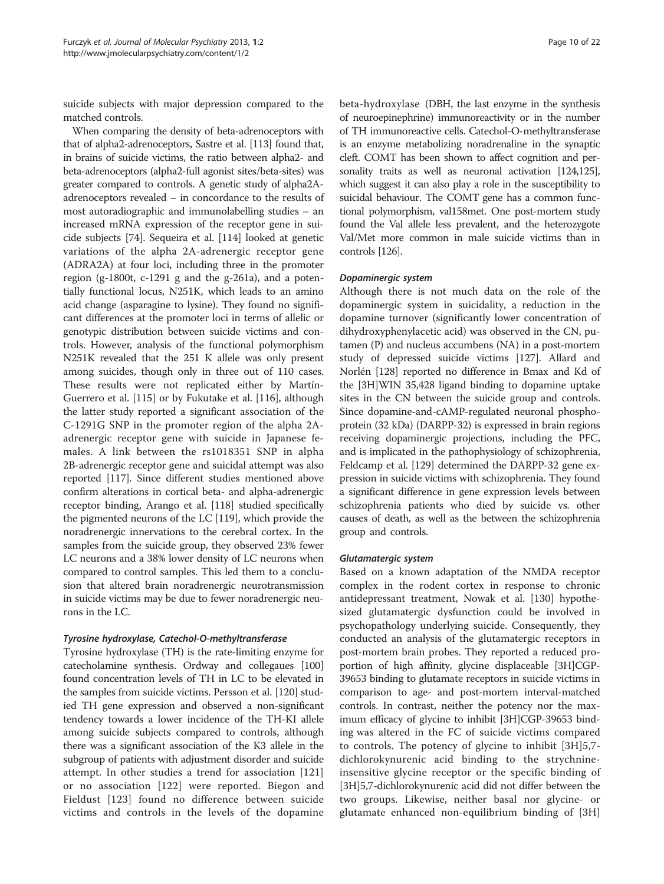suicide subjects with major depression compared to the matched controls.

When comparing the density of beta-adrenoceptors with that of alpha2-adrenoceptors, Sastre et al. [113] found that, in brains of suicide victims, the ratio between alpha2- and beta-adrenoceptors (alpha2-full agonist sites/beta-sites) was greater compared to controls. A genetic study of alpha2A-adrenoceptors revealed – in concordance to the results of most autoradiographic and immunolabelling studies – an increased mRNA expression of the receptor gene in suicide subjects [74]. Sequeira et al. [114] looked at genetic variations of the alpha 2A-adrenergic receptor gene (ADRA2A) at four loci, including three in the promoter region (g-1800t, c-1291 g and the g-261a), and a potentially functional locus, N251K, which leads to an amino acid change (asparagine to lysine). They found no significant differences at the promoter loci in terms of allelic or genotypic distribution between suicide victims and controls. However, analysis of the functional polymorphism N251K revealed that the 251 K allele was only present among suicides, though only in three out of 110 cases. These results were not replicated either by Martín-Guerrero et al. [115] or by Fukutake et al. [116], although the latter study reported a significant association of the C-1291G SNP in the promoter region of the alpha 2A-adrenergic receptor gene with suicide in Japanese females. A link between the rs1018351 SNP in alpha 2B-adrenergic receptor gene and suicidal attempt was also reported [117]. Since different studies mentioned above confirm alterations in cortical beta- and alpha-adrenergic receptor binding, Arango et al. [118] studied specifically the pigmented neurons of the LC [119], which provide the noradrenergic innervations to the cerebral cortex. In the samples from the suicide group, they observed 23% fewer LC neurons and a 38% lower density of LC neurons when compared to control samples. This led them to a conclusion that altered brain noradrenergic neurotransmission in suicide victims may be due to fewer noradrenergic neurons in the LC.

#### *Tyrosine hydroxylase, Catechol-O-methyltransferase*

Tyrosine hydroxylase (TH) is the rate-limiting enzyme for catecholamine synthesis. Ordway and collegaues [100] found concentration levels of TH in LC to be elevated in the samples from suicide victims. Persson et al. [120] studied TH gene expression and observed a non-significant tendency towards a lower incidence of the TH-KI allele among suicide subjects compared to controls, although there was a significant association of the K3 allele in the subgroup of patients with adjustment disorder and suicide attempt. In other studies a trend for association [121] or no association [122] were reported. Biegon and Fieldust [123] found no difference between suicide victims and controls in the levels of the dopamine beta-hydroxylase (DBH, the last enzyme in the synthesis of neuroepinephrine) immunoreactivity or in the number of TH immunoreactive cells. Catechol-O-methyltransferase is an enzyme metabolizing noradrenaline in the synaptic cleft. COMT has been shown to affect cognition and personality traits as well as neuronal activation [124,125], which suggest it can also play a role in the susceptibility to suicidal behaviour. The COMT gene has a common functional polymorphism, val158met. One post-mortem study found the Val allele less prevalent, and the heterozygote Val/Met more common in male suicide victims than in controls [126].

#### *Dopaminergic system*

Although there is not much data on the role of the dopaminergic system in suicidality, a reduction in the dopamine turnover (significantly lower concentration of dihydroxyphenylacetic acid) was observed in the CN, putamen (P) and nucleus accumbens (NA) in a post-mortem study of depressed suicide victims [127]. Allard and Norlén [128] reported no difference in Bmax and Kd of the [3H]WIN 35,428 ligand binding to dopamine uptake sites in the CN between the suicide group and controls. Since dopamine-and-cAMP-regulated neuronal phosphoprotein (32 kDa) (DARPP-32) is expressed in brain regions receiving dopaminergic projections, including the PFC, and is implicated in the pathophysiology of schizophrenia, Feldcamp et al. [129] determined the DARPP-32 gene expression in suicide victims with schizophrenia. They found a significant difference in gene expression levels between schizophrenia patients who died by suicide vs. other causes of death, as well as the between the schizophrenia group and controls.

#### *Glutamatergic system*

Based on a known adaptation of the NMDA receptor complex in the rodent cortex in response to chronic antidepressant treatment, Nowak et al. [130] hypothesized glutamatergic dysfunction could be involved in psychopathology underlying suicide. Consequently, they conducted an analysis of the glutamatergic receptors in post-mortem brain probes. They reported a reduced proportion of high affinity, glycine displaceable [3H]CGP-39653 binding to glutamate receptors in suicide victims in comparison to age- and post-mortem interval-matched controls. In contrast, neither the potency nor the maximum efficacy of glycine to inhibit [3H]CGP-39653 binding was altered in the FC of suicide victims compared to controls. The potency of glycine to inhibit [3H]5,7-dichlorokynurenic acid binding to the strychnine-insensitive glycine receptor or the specific binding of [3H]5,7-dichlorokynurenic acid did not differ between the two groups. Likewise, neither basal nor glycine- or glutamate enhanced non-equilibrium binding of [3H]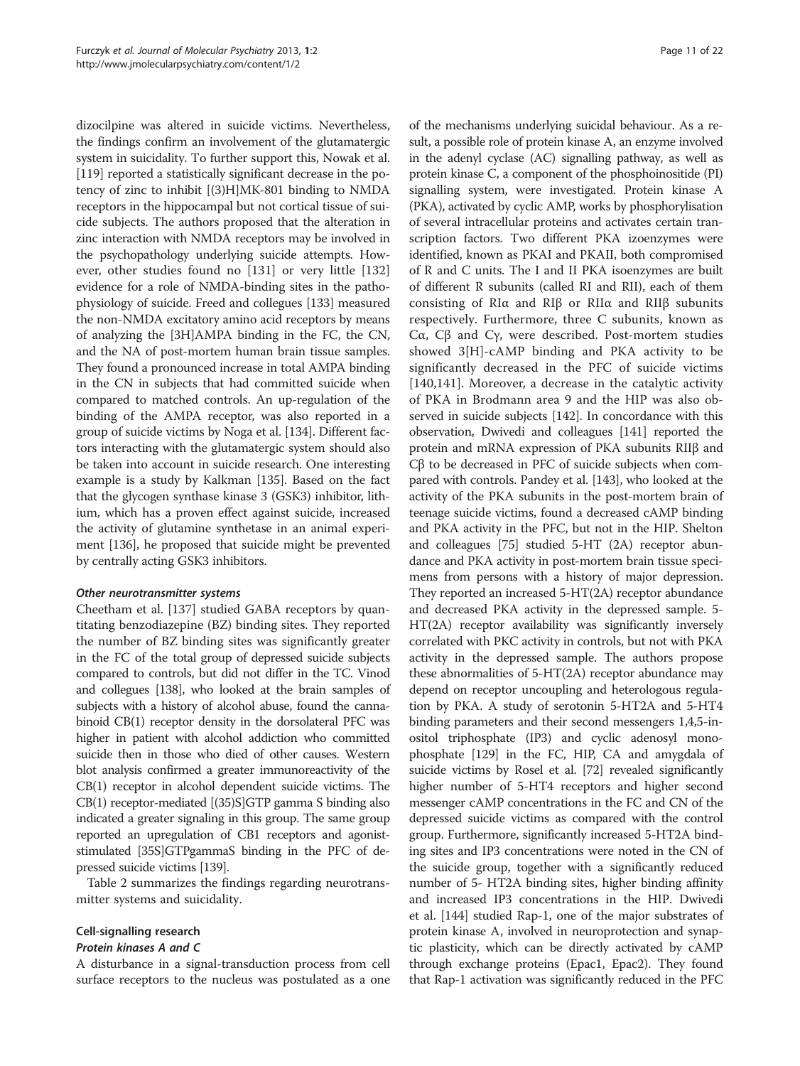dizocilpine was altered in suicide victims. Nevertheless, the findings confirm an involvement of the glutamatergic system in suicidality. To further support this, Nowak et al. [119] reported a statistically significant decrease in the potency of zinc to inhibit [(3)H]MK-801 binding to NMDA receptors in the hippocampal but not cortical tissue of suicide subjects. The authors proposed that the alteration in zinc interaction with NMDA receptors may be involved in the psychopathology underlying suicide attempts. However, other studies found no [131] or very little [132] evidence for a role of NMDA-binding sites in the pathophysiology of suicide. Freed and collegues [133] measured the non-NMDA excitatory amino acid receptors by means of analyzing the [3H]AMPA binding in the FC, the CN, and the NA of post-mortem human brain tissue samples. They found a pronounced increase in total AMPA binding in the CN in subjects that had committed suicide when compared to matched controls. An up-regulation of the binding of the AMPA receptor, was also reported in a group of suicide victims by Noga et al. [134]. Different factors interacting with the glutamatergic system should also be taken into account in suicide research. One interesting example is a study by Kalkman [135]. Based on the fact that the glycogen synthase kinase 3 (GSK3) inhibitor, lithium, which has a proven effect against suicide, increased the activity of glutamine synthetase in an animal experiment [136], he proposed that suicide might be prevented by centrally acting GSK3 inhibitors.

#### Other neurotransmitter systems

Cheetham et al. [137] studied GABA receptors by quantitating benzodiazepine (BZ) binding sites. They reported the number of BZ binding sites was significantly greater in the FC of the total group of depressed suicide subjects compared to controls, but did not differ in the TC. Vinod and collegues [138], who looked at the brain samples of subjects with a history of alcohol abuse, found the cannabinoid CB(1) receptor density in the dorsolateral PFC was higher in patient with alcohol addiction who committed suicide then in those who died of other causes. Western blot analysis confirmed a greater immunoreactivity of the CB(1) receptor in alcohol dependent suicide victims. The CB(1) receptor-mediated [(35)S]GTP gamma S binding also indicated a greater signaling in this group. The same group reported an upregulation of CB1 receptors and agonist-stimulated [35S]GTPgammaS binding in the PFC of depressed suicide victims [139].

Table 2 summarizes the findings regarding neurotransmitter systems and suicidality.

### Cell-signalling research

#### Protein kinases A and C

A disturbance in a signal-transduction process from cell surface receptors to the nucleus was postulated as a one of the mechanisms underlying suicidal behaviour. As a result, a possible role of protein kinase A, an enzyme involved in the adenyl cyclase (AC) signalling pathway, as well as protein kinase C, a component of the phosphoinositide (PI) signalling system, were investigated. Protein kinase A (PKA), activated by cyclic AMP, works by phosphorylisation of several intracellular proteins and activates certain transcription factors. Two different PKA izoenzymes were identified, known as PKAI and PKAII, both compromised of R and C units. The I and II PKA isoenzymes are built of different R subunits (called RI and RII), each of them consisting of RIα and RIβ or RIIα and RIIβ subunits respectively. Furthermore, three C subunits, known as Cα, Cβ and Cγ, were described. Post-mortem studies showed 3[H]-cAMP binding and PKA activity to be significantly decreased in the PFC of suicide victims [140,141]. Moreover, a decrease in the catalytic activity of PKA in Brodmann area 9 and the HIP was also observed in suicide subjects [142]. In concordance with this observation, Dwivedi and colleagues [141] reported the protein and mRNA expression of PKA subunits RIIβ and Cβ to be decreased in PFC of suicide subjects when compared with controls. Pandey et al. [143], who looked at the activity of the PKA subunits in the post-mortem brain of teenage suicide victims, found a decreased cAMP binding and PKA activity in the PFC, but not in the HIP. Shelton and colleagues [75] studied 5-HT (2A) receptor abundance and PKA activity in post-mortem brain tissue specimens from persons with a history of major depression. They reported an increased 5-HT(2A) receptor abundance and decreased PKA activity in the depressed sample. 5-HT(2A) receptor availability was significantly inversely correlated with PKC activity in controls, but not with PKA activity in the depressed sample. The authors propose these abnormalities of 5-HT(2A) receptor abundance may depend on receptor uncoupling and heterologous regulation by PKA. A study of serotonin 5-HT2A and 5-HT4 binding parameters and their second messengers 1,4,5-inositol triphosphate (IP3) and cyclic adenosyl monophosphate [129] in the FC, HIP, CA and amygdala of suicide victims by Rosel et al. [72] revealed significantly higher number of 5-HT4 receptors and higher second messenger cAMP concentrations in the FC and CN of the depressed suicide victims as compared with the control group. Furthermore, significantly increased 5-HT2A binding sites and IP3 concentrations were noted in the CN of the suicide group, together with a significantly reduced number of 5- HT2A binding sites, higher binding affinity and increased IP3 concentrations in the HIP. Dwivedi et al. [144] studied Rap-1, one of the major substrates of protein kinase A, involved in neuroprotection and synaptic plasticity, which can be directly activated by cAMP through exchange proteins (Epac1, Epac2). They found that Rap-1 activation was significantly reduced in the PFC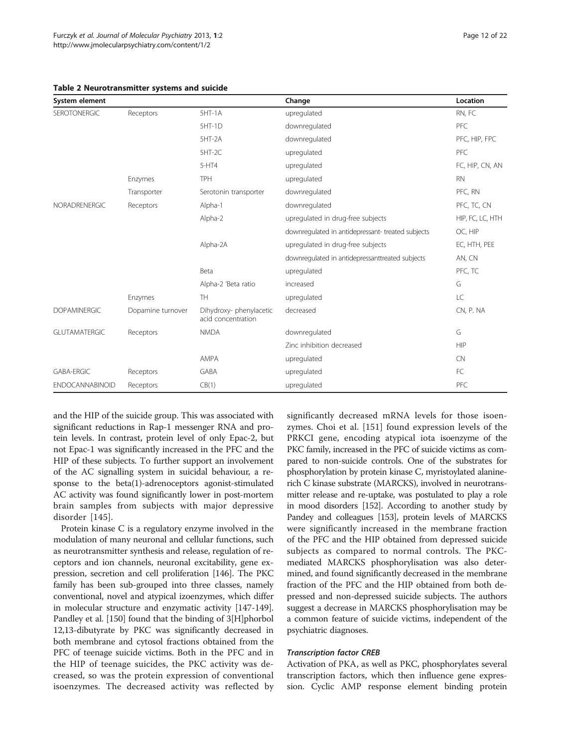**Table 2 Neurotransmitter systems and suicide**

| System element | | | Change | Location |
|---|---|---|---|---|
| SEROTONERGIC | Receptors | 5HT-1A | upregulated | RN, FC |
| | | 5HT-1D | downregulated | PFC |
| | | 5HT-2A | downregulated | PFC, HIP, FPC |
| | | 5HT-2C | upregulated | PFC |
| | | 5-HT4 | upregulated | FC, HIP, CN, AN |
| | Enzymes | TPH | upregulated | RN |
| | Transporter | Serotonin transporter | downregulated | PFC, RN |
| NORADRENERGIC | Receptors | Alpha-1 | downregulated | PFC, TC, CN |
| | | Alpha-2 | upregulated in drug-free subjects | HIP, FC, LC, HTH |
| | | | downregulated in antidepressant- treated subjects | OC, HIP |
| | | Alpha-2A | upregulated in drug-free subjects | EC, HTH, PEE |
| | | | downregulated in antidepressanttreated subjects | AN, CN |
| | | Beta | upregulated | PFC, TC |
| | | Alpha-2 'Beta ratio | increased | G |
| | Enzymes | TH | upregulated | LC |
| DOPAMINERGIC | Dopamine turnover | Dihydroxy- phenylacetic acid concentration | decreased | CN, P. NA |
| GLUTAMATERGIC | Receptors | NMDA | downregulated | G |
| | | | Zinc inhibition decreased | HIP |
| | | AMPA | upregulated | CN |
| GABA-ERGIC | Receptors | GABA | upregulated | FC |
| ENDOCANNABINOID | Receptors | CB(1) | upregulated | PFC |

and the HIP of the suicide group. This was associated with significant reductions in Rap-1 messenger RNA and protein levels. In contrast, protein level of only Epac-2, but not Epac-1 was significantly increased in the PFC and the HIP of these subjects. To further support an involvement of the AC signalling system in suicidal behaviour, a response to the beta(1)-adrenoceptors agonist-stimulated AC activity was found significantly lower in post-mortem brain samples from subjects with major depressive disorder [145].

Protein kinase C is a regulatory enzyme involved in the modulation of many neuronal and cellular functions, such as neurotransmitter synthesis and release, regulation of receptors and ion channels, neuronal excitability, gene expression, secretion and cell proliferation [146]. The PKC family has been sub-grouped into three classes, namely conventional, novel and atypical izoenzymes, which differ in molecular structure and enzymatic activity [147-149]. Pandley et al. [150] found that the binding of 3[H]phorbol 12,13-dibutyrate by PKC was significantly decreased in both membrane and cytosol fractions obtained from the PFC of teenage suicide victims. Both in the PFC and in the HIP of teenage suicides, the PKC activity was decreased, so was the protein expression of conventional isoenzymes. The decreased activity was reflected by significantly decreased mRNA levels for those isoenzymes. Choi et al. [151] found expression levels of the PRKCI gene, encoding atypical iota isoenzyme of the PKC family, increased in the PFC of suicide victims as compared to non-suicide controls. One of the substrates for phosphorylation by protein kinase C, myristoylated alanine-rich C kinase substrate (MARCKS), involved in neurotransmitter release and re-uptake, was postulated to play a role in mood disorders [152]. According to another study by Pandey and colleagues [153], protein levels of MARCKS were significantly increased in the membrane fraction of the PFC and the HIP obtained from depressed suicide subjects as compared to normal controls. The PKC-mediated MARCKS phosphorylisation was also determined, and found significantly decreased in the membrane fraction of the PFC and the HIP obtained from both depressed and non-depressed suicide subjects. The authors suggest a decrease in MARCKS phosphorylisation may be a common feature of suicide victims, independent of the psychiatric diagnoses.

#### *Transcription factor CREB*

Activation of PKA, as well as PKC, phosphorylates several transcription factors, which then influence gene expression. Cyclic AMP response element binding protein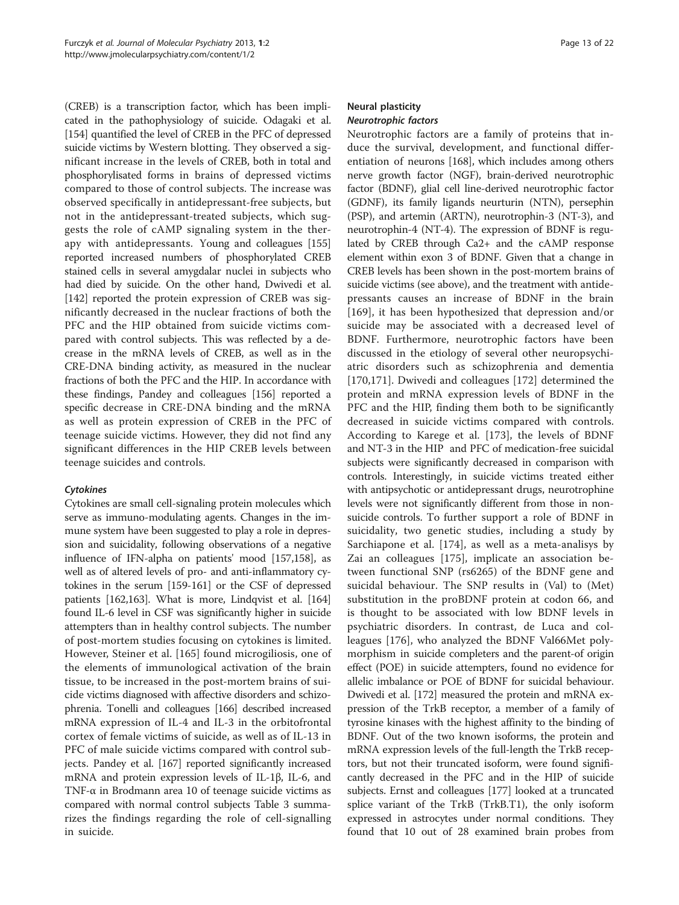(CREB) is a transcription factor, which has been implicated in the pathophysiology of suicide. Odagaki et al. [154] quantified the level of CREB in the PFC of depressed suicide victims by Western blotting. They observed a significant increase in the levels of CREB, both in total and phosphorylisated forms in brains of depressed victims compared to those of control subjects. The increase was observed specifically in antidepressant-free subjects, but not in the antidepressant-treated subjects, which suggests the role of cAMP signaling system in the therapy with antidepressants. Young and colleagues [155] reported increased numbers of phosphorylated CREB stained cells in several amygdalar nuclei in subjects who had died by suicide. On the other hand, Dwivedi et al. [142] reported the protein expression of CREB was significantly decreased in the nuclear fractions of both the PFC and the HIP obtained from suicide victims compared with control subjects. This was reflected by a decrease in the mRNA levels of CREB, as well as in the CRE-DNA binding activity, as measured in the nuclear fractions of both the PFC and the HIP. In accordance with these findings, Pandey and colleagues [156] reported a specific decrease in CRE-DNA binding and the mRNA as well as protein expression of CREB in the PFC of teenage suicide victims. However, they did not find any significant differences in the HIP CREB levels between teenage suicides and controls.

#### *Cytokines*

Cytokines are small cell-signaling protein molecules which serve as immuno-modulating agents. Changes in the immune system have been suggested to play a role in depression and suicidality, following observations of a negative influence of IFN-alpha on patients' mood [157,158], as well as of altered levels of pro- and anti-inflammatory cytokines in the serum [159-161] or the CSF of depressed patients [162,163]. What is more, Lindqvist et al. [164] found IL-6 level in CSF was significantly higher in suicide attempters than in healthy control subjects. The number of post-mortem studies focusing on cytokines is limited. However, Steiner et al. [165] found microgliosis, one of the elements of immunological activation of the brain tissue, to be increased in the post-mortem brains of suicide victims diagnosed with affective disorders and schizophrenia. Tonelli and colleagues [166] described increased mRNA expression of IL-4 and IL-3 in the orbitofrontal cortex of female victims of suicide, as well as of IL-13 in PFC of male suicide victims compared with control subjects. Pandey et al. [167] reported significantly increased mRNA and protein expression levels of IL-1β, IL-6, and TNF-α in Brodmann area 10 of teenage suicide victims as compared with normal control subjects Table 3 summarizes the findings regarding the role of cell-signalling in suicide.

### Neural plasticity

#### *Neurotrophic factors*

Neurotrophic factors are a family of proteins that induce the survival, development, and functional differentiation of neurons [168], which includes among others nerve growth factor (NGF), brain-derived neurotrophic factor (BDNF), glial cell line-derived neurotrophic factor (GDNF), its family ligands neurturin (NTN), persephin (PSP), and artemin (ARTN), neurotrophin-3 (NT-3), and neurotrophin-4 (NT-4). The expression of BDNF is regulated by CREB through Ca2+ and the cAMP response element within exon 3 of BDNF. Given that a change in CREB levels has been shown in the post-mortem brains of suicide victims (see above), and the treatment with antidepressants causes an increase of BDNF in the brain [169], it has been hypothesized that depression and/or suicide may be associated with a decreased level of BDNF. Furthermore, neurotrophic factors have been discussed in the etiology of several other neuropsychiatric disorders such as schizophrenia and dementia [170,171]. Dwivedi and colleagues [172] determined the protein and mRNA expression levels of BDNF in the PFC and the HIP, finding them both to be significantly decreased in suicide victims compared with controls. According to Karege et al. [173], the levels of BDNF and NT-3 in the HIP and PFC of medication-free suicidal subjects were significantly decreased in comparison with controls. Interestingly, in suicide victims treated either with antipsychotic or antidepressant drugs, neurotrophine levels were not significantly different from those in non-suicide controls. To further support a role of BDNF in suicidality, two genetic studies, including a study by Sarchiapone et al. [174], as well as a meta-analisys by Zai an colleagues [175], implicate an association between functional SNP (rs6265) of the BDNF gene and suicidal behaviour. The SNP results in (Val) to (Met) substitution in the proBDNF protein at codon 66, and is thought to be associated with low BDNF levels in psychiatric disorders. In contrast, de Luca and colleagues [176], who analyzed the BDNF Val66Met polymorphism in suicide completers and the parent-of origin effect (POE) in suicide attempters, found no evidence for allelic imbalance or POE of BDNF for suicidal behaviour. Dwivedi et al. [172] measured the protein and mRNA expression of the TrkB receptor, a member of a family of tyrosine kinases with the highest affinity to the binding of BDNF. Out of the two known isoforms, the protein and mRNA expression levels of the full-length the TrkB receptors, but not their truncated isoform, were found significantly decreased in the PFC and in the HIP of suicide subjects. Ernst and colleagues [177] looked at a truncated splice variant of the TrkB (TrkB.T1), the only isoform expressed in astrocytes under normal conditions. They found that 10 out of 28 examined brain probes from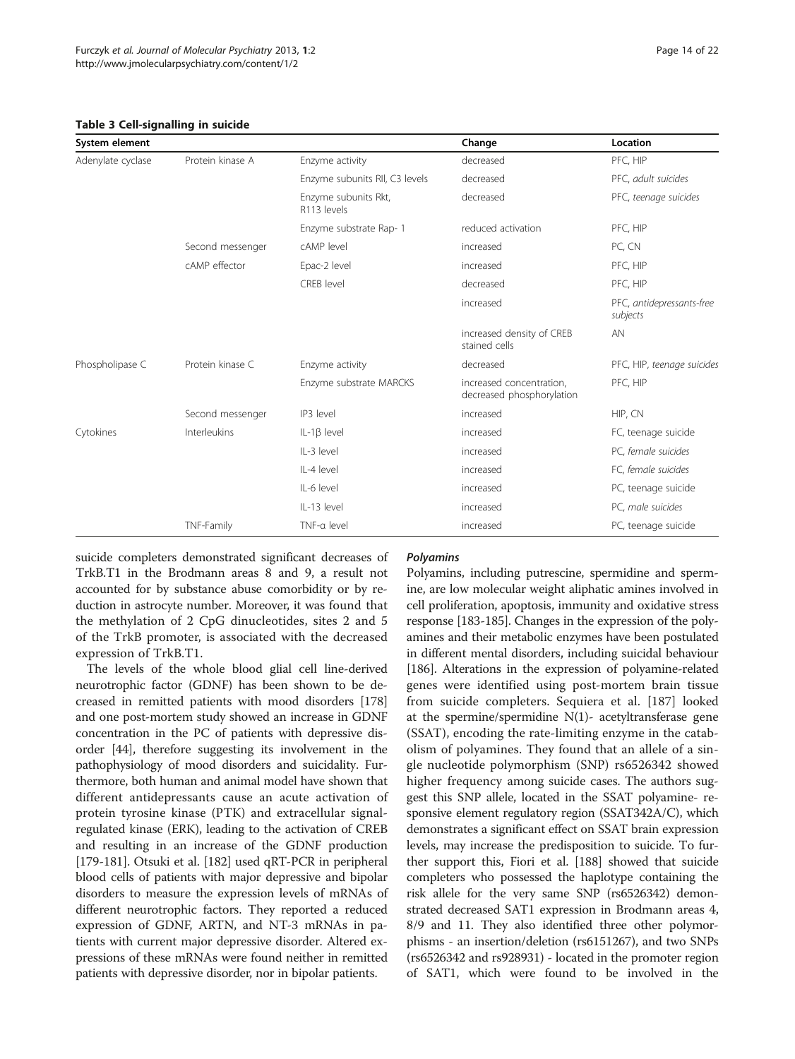**Table 3 Cell-signalling in suicide**

| System element | | | Change | Location |
|---|---|---|---|---|
| Adenylate cyclase | Protein kinase A | Enzyme activity | decreased | PFC, HIP |
| | | Enzyme subunits RII, C3 levels | decreased | PFC, *adult suicides* |
| | | Enzyme subunits Rkt, R113 levels | decreased | PFC, *teenage suicides* |
| | | Enzyme substrate Rap- 1 | reduced activation | PFC, HIP |
| | Second messenger | cAMP level | increased | PC, CN |
| | cAMP effector | Epac-2 level | increased | PFC, HIP |
| | | CREB level | decreased | PFC, HIP |
| | | | increased | PFC, *antidepressants-free subjects* |
| | | | increased density of CREB stained cells | AN |
| Phospholipase C | Protein kinase C | Enzyme activity | decreased | PFC, HIP, *teenage suicides* |
| | | Enzyme substrate MARCKS | increased concentration, decreased phosphorylation | PFC, HIP |
| | Second messenger | IP3 level | increased | HIP, CN |
| Cytokines | Interleukins | IL-1β level | increased | FC, teenage suicide |
| | | IL-3 level | increased | PC, *female suicides* |
| | | IL-4 level | increased | FC, *female suicides* |
| | | IL-6 level | increased | PC, teenage suicide |
| | | IL-13 level | increased | PC, *male suicides* |
| | TNF-Family | TNF-α level | increased | PC, teenage suicide |

suicide completers demonstrated significant decreases of TrkB.T1 in the Brodmann areas 8 and 9, a result not accounted for by substance abuse comorbidity or by reduction in astrocyte number. Moreover, it was found that the methylation of 2 CpG dinucleotides, sites 2 and 5 of the TrkB promoter, is associated with the decreased expression of TrkB.T1.

The levels of the whole blood glial cell line-derived neurotrophic factor (GDNF) has been shown to be decreased in remitted patients with mood disorders [178] and one post-mortem study showed an increase in GDNF concentration in the PC of patients with depressive disorder [44], therefore suggesting its involvement in the pathophysiology of mood disorders and suicidality. Furthermore, both human and animal model have shown that different antidepressants cause an acute activation of protein tyrosine kinase (PTK) and extracellular signal-regulated kinase (ERK), leading to the activation of CREB and resulting in an increase of the GDNF production [179-181]. Otsuki et al. [182] used qRT-PCR in peripheral blood cells of patients with major depressive and bipolar disorders to measure the expression levels of mRNAs of different neurotrophic factors. They reported a reduced expression of GDNF, ARTN, and NT-3 mRNAs in patients with current major depressive disorder. Altered expressions of these mRNAs were found neither in remitted patients with depressive disorder, nor in bipolar patients.

#### *Polyamines*

Polyamines, including putrescine, spermidine and spermine, are low molecular weight aliphatic amines involved in cell proliferation, apoptosis, immunity and oxidative stress response [183-185]. Changes in the expression of the polyamines and their metabolic enzymes have been postulated in different mental disorders, including suicidal behaviour [186]. Alterations in the expression of polyamine-related genes were identified using post-mortem brain tissue from suicide completers. Sequiera et al. [187] looked at the spermine/spermidine N(1)- acetyltransferase gene (SSAT), encoding the rate-limiting enzyme in the catabolism of polyamines. They found that an allele of a single nucleotide polymorphism (SNP) rs6526342 showed higher frequency among suicide cases. The authors suggest this SNP allele, located in the SSAT polyamine- responsive element regulatory region (SSAT342A/C), which demonstrates a significant effect on SSAT brain expression levels, may increase the predisposition to suicide. To further support this, Fiori et al. [188] showed that suicide completers who possessed the haplotype containing the risk allele for the very same SNP (rs6526342) demonstrated decreased SAT1 expression in Brodmann areas 4, 8/9 and 11. They also identified three other polymorphisms - an insertion/deletion (rs6151267), and two SNPs (rs6526342 and rs928931) - located in the promoter region of SAT1, which were found to be involved in the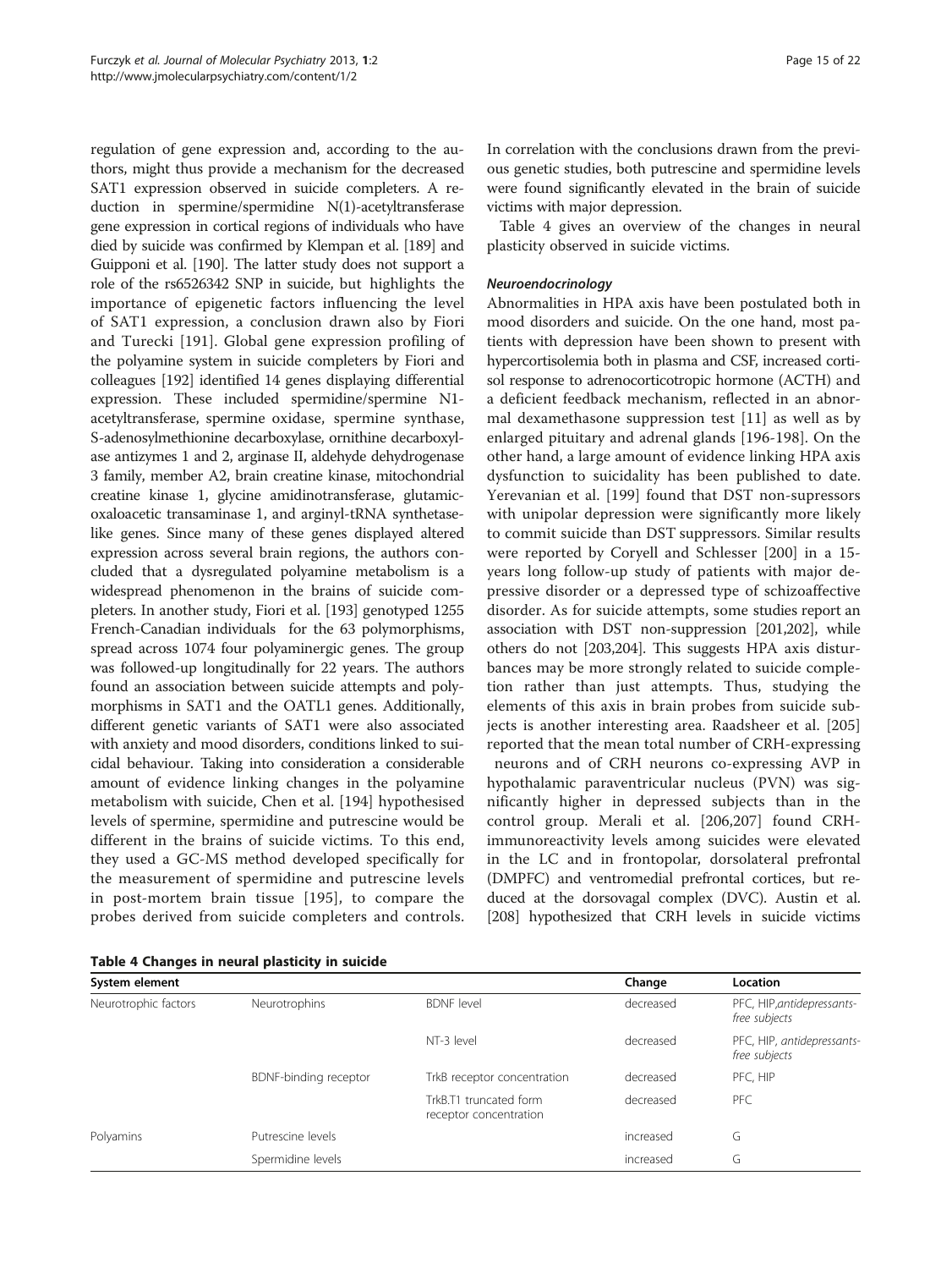regulation of gene expression and, according to the authors, might thus provide a mechanism for the decreased SAT1 expression observed in suicide completers. A reduction in spermine/spermidine N(1)-acetyltransferase gene expression in cortical regions of individuals who have died by suicide was confirmed by Klempan et al. [189] and Guipponi et al. [190]. The latter study does not support a role of the rs6526342 SNP in suicide, but highlights the importance of epigenetic factors influencing the level of SAT1 expression, a conclusion drawn also by Fiori and Turecki [191]. Global gene expression profiling of the polyamine system in suicide completers by Fiori and colleagues [192] identified 14 genes displaying differential expression. These included spermidine/spermine N1-acetyltransferase, spermine oxidase, spermine synthase, S-adenosylmethionine decarboxylase, ornithine decarboxylase antizymes 1 and 2, arginase II, aldehyde dehydrogenase 3 family, member A2, brain creatine kinase, mitochondrial creatine kinase 1, glycine amidinotransferase, glutamic-oxaloacetic transaminase 1, and arginyl-tRNA synthetase-like genes. Since many of these genes displayed altered expression across several brain regions, the authors concluded that a dysregulated polyamine metabolism is a widespread phenomenon in the brains of suicide completers. In another study, Fiori et al. [193] genotyped 1255 French-Canadian individuals for the 63 polymorphisms, spread across 1074 four polyaminergic genes. The group was followed-up longitudinally for 22 years. The authors found an association between suicide attempts and polymorphisms in SAT1 and the OATL1 genes. Additionally, different genetic variants of SAT1 were also associated with anxiety and mood disorders, conditions linked to suicidal behaviour. Taking into consideration a considerable amount of evidence linking changes in the polyamine metabolism with suicide, Chen et al. [194] hypothesised levels of spermine, spermidine and putrescine would be different in the brains of suicide victims. To this end, they used a GC-MS method developed specifically for the measurement of spermidine and putrescine levels in post-mortem brain tissue [195], to compare the probes derived from suicide completers and controls. In correlation with the conclusions drawn from the previous genetic studies, both putrescine and spermidine levels were found significantly elevated in the brain of suicide victims with major depression.

Table 4 gives an overview of the changes in neural plasticity observed in suicide victims.

### *Neuroendocrinology*

Abnormalities in HPA axis have been postulated both in mood disorders and suicide. On the one hand, most patients with depression have been shown to present with hypercortisolemia both in plasma and CSF, increased cortisol response to adrenocorticotropic hormone (ACTH) and a deficient feedback mechanism, reflected in an abnormal dexamethasone suppression test [11] as well as by enlarged pituitary and adrenal glands [196-198]. On the other hand, a large amount of evidence linking HPA axis dysfunction to suicidality has been published to date. Yerevanian et al. [199] found that DST non-supressors with unipolar depression were significantly more likely to commit suicide than DST suppressors. Similar results were reported by Coryell and Schlesser [200] in a 15-years long follow-up study of patients with major depressive disorder or a depressed type of schizoaffective disorder. As for suicide attempts, some studies report an association with DST non-suppression [201,202], while others do not [203,204]. This suggests HPA axis disturbances may be more strongly related to suicide completion rather than just attempts. Thus, studying the elements of this axis in brain probes from suicide subjects is another interesting area. Raadsheer et al. [205] reported that the mean total number of CRH-expressing neurons and of CRH neurons co-expressing AVP in hypothalamic paraventricular nucleus (PVN) was significantly higher in depressed subjects than in the control group. Merali et al. [206,207] found CRH-immunoreactivity levels among suicides were elevated in the LC and in frontopolar, dorsolateral prefrontal (DMPFC) and ventromedial prefrontal cortices, but reduced at the dorsovagal complex (DVC). Austin et al. [208] hypothesized that CRH levels in suicide victims

**Table 4 Changes in neural plasticity in suicide**

| System element | | | Change | Location |
|---|---|---|---|---|
| Neurotrophic factors | Neurotrophins | BDNF level | decreased | PFC, HIP,*antidepressants-free subjects* |
| | | NT-3 level | decreased | PFC, HIP, *antidepressants-free subjects* |
| | BDNF-binding receptor | TrkB receptor concentration | decreased | PFC, HIP |
| | | TrkB.T1 truncated form receptor concentration | decreased | PFC |
| Polyamins | Putrescine levels | | increased | G |
| | Spermidine levels | | increased | G |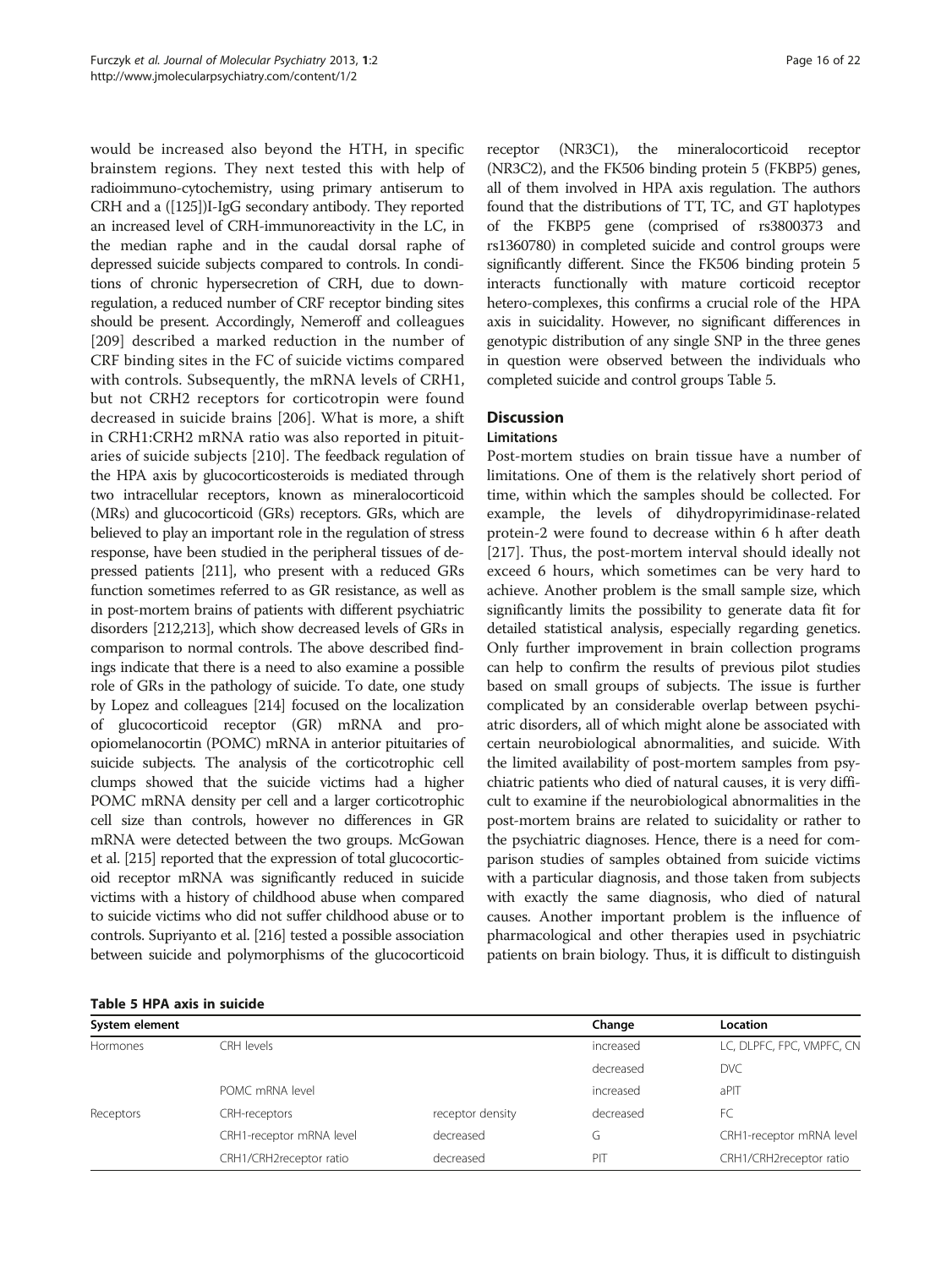would be increased also beyond the HTH, in specific brainstem regions. They next tested this with help of radioimmuno-cytochemistry, using primary antiserum to CRH and a ([125])I-IgG secondary antibody. They reported an increased level of CRH-immunoreactivity in the LC, in the median raphe and in the caudal dorsal raphe of depressed suicide subjects compared to controls. In conditions of chronic hypersecretion of CRH, due to downregulation, a reduced number of CRF receptor binding sites should be present. Accordingly, Nemeroff and colleagues [209] described a marked reduction in the number of CRF binding sites in the FC of suicide victims compared with controls. Subsequently, the mRNA levels of CRH1, but not CRH2 receptors for corticotropin were found decreased in suicide brains [206]. What is more, a shift in CRH1:CRH2 mRNA ratio was also reported in pituitaries of suicide subjects [210]. The feedback regulation of the HPA axis by glucocorticosteroids is mediated through two intracellular receptors, known as mineralocorticoid (MRs) and glucocorticoid (GRs) receptors. GRs, which are believed to play an important role in the regulation of stress response, have been studied in the peripheral tissues of depressed patients [211], who present with a reduced GRs function sometimes referred to as GR resistance, as well as in post-mortem brains of patients with different psychiatric disorders [212,213], which show decreased levels of GRs in comparison to normal controls. The above described findings indicate that there is a need to also examine a possible role of GRs in the pathology of suicide. To date, one study by Lopez and colleagues [214] focused on the localization of glucocorticoid receptor (GR) mRNA and proopiomelanocortin (POMC) mRNA in anterior pituitaries of suicide subjects. The analysis of the corticotrophic cell clumps showed that the suicide victims had a higher POMC mRNA density per cell and a larger corticotrophic cell size than controls, however no differences in GR mRNA were detected between the two groups. McGowan et al. [215] reported that the expression of total glucocorticoid receptor mRNA was significantly reduced in suicide victims with a history of childhood abuse when compared to suicide victims who did not suffer childhood abuse or to controls. Supriyanto et al. [216] tested a possible association between suicide and polymorphisms of the glucocorticoid receptor (NR3C1), the mineralocorticoid receptor (NR3C2), and the FK506 binding protein 5 (FKBP5) genes, all of them involved in HPA axis regulation. The authors found that the distributions of TT, TC, and GT haplotypes of the FKBP5 gene (comprised of rs3800373 and rs1360780) in completed suicide and control groups were significantly different. Since the FK506 binding protein 5 interacts functionally with mature corticoid receptor hetero-complexes, this confirms a crucial role of the HPA axis in suicidality. However, no significant differences in genotypic distribution of any single SNP in the three genes in question were observed between the individuals who completed suicide and control groups Table 5.

## Discussion

### Limitations

Post-mortem studies on brain tissue have a number of limitations. One of them is the relatively short period of time, within which the samples should be collected. For example, the levels of dihydropyrimidinase-related protein-2 were found to decrease within 6 h after death [217]. Thus, the post-mortem interval should ideally not exceed 6 hours, which sometimes can be very hard to achieve. Another problem is the small sample size, which significantly limits the possibility to generate data fit for detailed statistical analysis, especially regarding genetics. Only further improvement in brain collection programs can help to confirm the results of previous pilot studies based on small groups of subjects. The issue is further complicated by an considerable overlap between psychiatric disorders, all of which might alone be associated with certain neurobiological abnormalities, and suicide. With the limited availability of post-mortem samples from psychiatric patients who died of natural causes, it is very difficult to examine if the neurobiological abnormalities in the post-mortem brains are related to suicidality or rather to the psychiatric diagnoses. Hence, there is a need for comparison studies of samples obtained from suicide victims with a particular diagnosis, and those taken from subjects with exactly the same diagnosis, who died of natural causes. Another important problem is the influence of pharmacological and other therapies used in psychiatric patients on brain biology. Thus, it is difficult to distinguish

**Table 5 HPA axis in suicide**

| System element | | | Change | Location |
|---|---|---|---|---|
| Hormones | CRH levels | | increased | LC, DLPFC, FPC, VMPFC, CN |
| | | | decreased | DVC |
| | POMC mRNA level | | increased | aPIT |
| Receptors | CRH-receptors | receptor density | decreased | FC |
| | CRH1-receptor mRNA level | decreased | G | CRH1-receptor mRNA level |
| | CRH1/CRH2receptor ratio | decreased | PIT | CRH1/CRH2receptor ratio |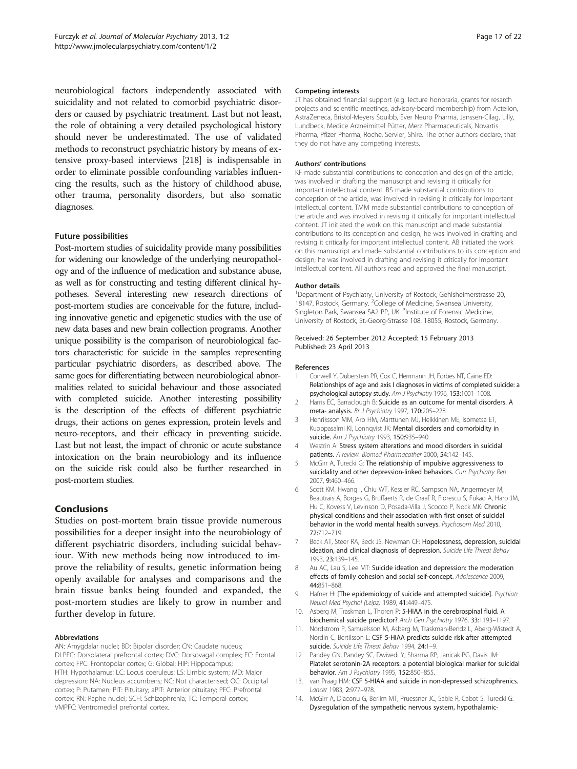neurobiological factors independently associated with suicidality and not related to comorbid psychiatric disorders or caused by psychiatric treatment. Last but not least, the role of obtaining a very detailed psychological history should never be underestimated. The use of validated methods to reconstruct psychiatric history by means of extensive proxy-based interviews [218] is indispensable in order to eliminate possible confounding variables influencing the results, such as the history of childhood abuse, other trauma, personality disorders, but also somatic diagnoses.

### Future possibilities

Post-mortem studies of suicidality provide many possibilities for widening our knowledge of the underlying neuropathology and of the influence of medication and substance abuse, as well as for constructing and testing different clinical hypotheses. Several interesting new research directions of post-mortem studies are conceivable for the future, including innovative genetic and epigenetic studies with the use of new data bases and new brain collection programs. Another unique possibility is the comparison of neurobiological factors characteristic for suicide in the samples representing particular psychiatric disorders, as described above. The same goes for differentiating between neurobiological abnormalities related to suicidal behaviour and those associated with completed suicide. Another interesting possibility is the description of the effects of different psychiatric drugs, their actions on genes expression, protein levels and neuro-receptors, and their efficacy in preventing suicide. Last but not least, the impact of chronic or acute substance intoxication on the brain neurobiology and its influence on the suicide risk could also be further researched in post-mortem studies.

## Conclusions

Studies on post-mortem brain tissue provide numerous possibilities for a deeper insight into the neurobiology of different psychiatric disorders, including suicidal behaviour. With new methods being now introduced to improve the reliability of results, genetic information being openly available for analyses and comparisons and the brain tissue banks being founded and expanded, the post-mortem studies are likely to grow in number and further develop in future.

#### Abbreviations

AN: Amygdalar nuclei; BD: Bipolar disorder; CN: Caudate nuceus; DLPFC: Dorsolateral prefrontal cortex; DVC: Dorsovagal complex; FC: Frontal cortex; FPC: Frontopolar cortex; G: Global; HIP: Hippocampus; HTH: Hypothalamus; LC: Locus coeruleus; LS: Limbic system; MD: Major depression; NA: Nucleus accumbens; NC: Not characterised; OC: Occipital cortex; P: Putamen; PIT: Pituitary; aPIT: Anterior pituitary; PFC: Prefrontal cortex; RN: Raphe nuclei; SCH: Schizophrenia; TC: Temporal cortex; VMPFC: Ventromedial prefrontal cortex.

#### Competing interests

JT has obtained financial support (e.g. lecture honoraria, grants for resarch projects and scientific meetings, advisory-board membership) from Actelion, AstraZeneca, Bristol-Meyers Squibb, Ever Neuro Pharma, Janssen-Cilag, Lilly, Lundbeck, Medice Arzneimittel Pütter, Merz Pharmaceuticals, Novartis Pharma, Pfizer Pharma, Roche, Servier, Shire. The other authors declare, that they do not have any competing interests.

#### Authors' contributions

KF made substantial contributions to conception and design of the article, was involved in drafting the manuscript and revising it critically for important intellectual content. BS made substantial contributions to conception of the article, was involved in revising it critically for important intellectual content. TMM made substantial contributions to conception of the article and was involved in revising it critically for important intellectual content. JT initiated the work on this manuscript and made substantial contributions to its conception and design; he was involved in drafting and revising it critically for important intellectual content. AB initiated the work on this manuscript and made substantial contributions to its conception and design; he was involved in drafting and revising it critically for important intellectual content. All authors read and approved the final manuscript.

#### Author details

[1]Department of Psychiatry, University of Rostock, Gehlsheimerstrasse 20, 18147, Rostock, Germany. [2]College of Medicine, Swansea University, Singleton Park, Swansea SA2 PP, UK. [3]Institute of Forensic Medicine, University of Rostock, St.-Georg-Strasse 108, 18055, Rostock, Germany.

Received: 26 September 2012 Accepted: 15 February 2013
Published: 23 April 2013

#### References

1. Conwell Y, Duberstein PR, Cox C, Herrmann JH, Forbes NT, Caine ED: **Relationships of age and axis I diagnoses in victims of completed suicide: a psychological autopsy study.** *Am J Psychiatry* 1996, **153:**1001–1008.
2. Harris EC, Barraclough B: **Suicide as an outcome for mental disorders. A meta- analysis.** *Br J Psychiatry* 1997, **170:**205–228.
3. Henriksson MM, Aro HM, Marttunen MJ, Heikkinen ME, Isometsa ET, Kuoppasalmi KI, Lonnqvist JK: **Mental disorders and comorbidity in suicide.** *Am J Psychiatry* 1993, **150:**935–940.
4. Westrin A: **Stress system alterations and mood disorders in suicidal patients.** *A review. Biomed Pharmacother* 2000, **54:**142–145.
5. McGirr A, Turecki G: **The relationship of impulsive aggressiveness to suicidality and other depression-linked behaviors.** *Curr Psychiatry Rep* 2007, **9:**460–466.
6. Scott KM, Hwang I, Chiu WT, Kessler RC, Sampson NA, Angermeyer M, Beautrais A, Borges G, Bruffaerts R, de Graaf R, Florescu S, Fukao A, Haro JM, Hu C, Kovess V, Levinson D, Posada-Villa J, Scocco P, Nock MK: **Chronic physical conditions and their association with first onset of suicidal behavior in the world mental health surveys.** *Psychosom Med* 2010, **72:**712–719.
7. Beck AT, Steer RA, Beck JS, Newman CF: **Hopelessness, depression, suicidal ideation, and clinical diagnosis of depression.** *Suicide Life Threat Behav* 1993, **23:**139–145.
8. Au AC, Lau S, Lee MT: **Suicide ideation and depression: the moderation effects of family cohesion and social self-concept.** *Adolescence* 2009, **44:**851–868.
9. Hafner H: **[The epidemiology of suicide and attempted suicide].** *Psychiatr Neurol Med Psychol (Leipz)* 1989, **41:**449–475.
10. Asberg M, Traskman L, Thoren P: **5-HIAA in the cerebrospinal fluid. A biochemical suicide predictor?** *Arch Gen Psychiatry* 1976, **33:**1193–1197.
11. Nordstrom P, Samuelsson M, Asberg M, Traskman-Bendz L, Aberg-Wistedt A, Nordin C, Bertilsson L: **CSF 5-HIAA predicts suicide risk after attempted suicide.** *Suicide Life Threat Behav* 1994, **24:**1–9.
12. Pandey GN, Pandey SC, Dwivedi Y, Sharma RP, Janicak PG, Davis JM: **Platelet serotonin-2A receptors: a potential biological marker for suicidal behavior.** *Am J Psychiatry* 1995, **152:**850–855.
13. van Praag HM: **CSF 5-HIAA and suicide in non-depressed schizophrenics.** *Lancet* 1983, **2:**977–978.
14. McGirr A, Diaconu G, Berlim MT, Pruessner JC, Sable R, Cabot S, Turecki G: **Dysregulation of the sympathetic nervous system, hypothalamic-**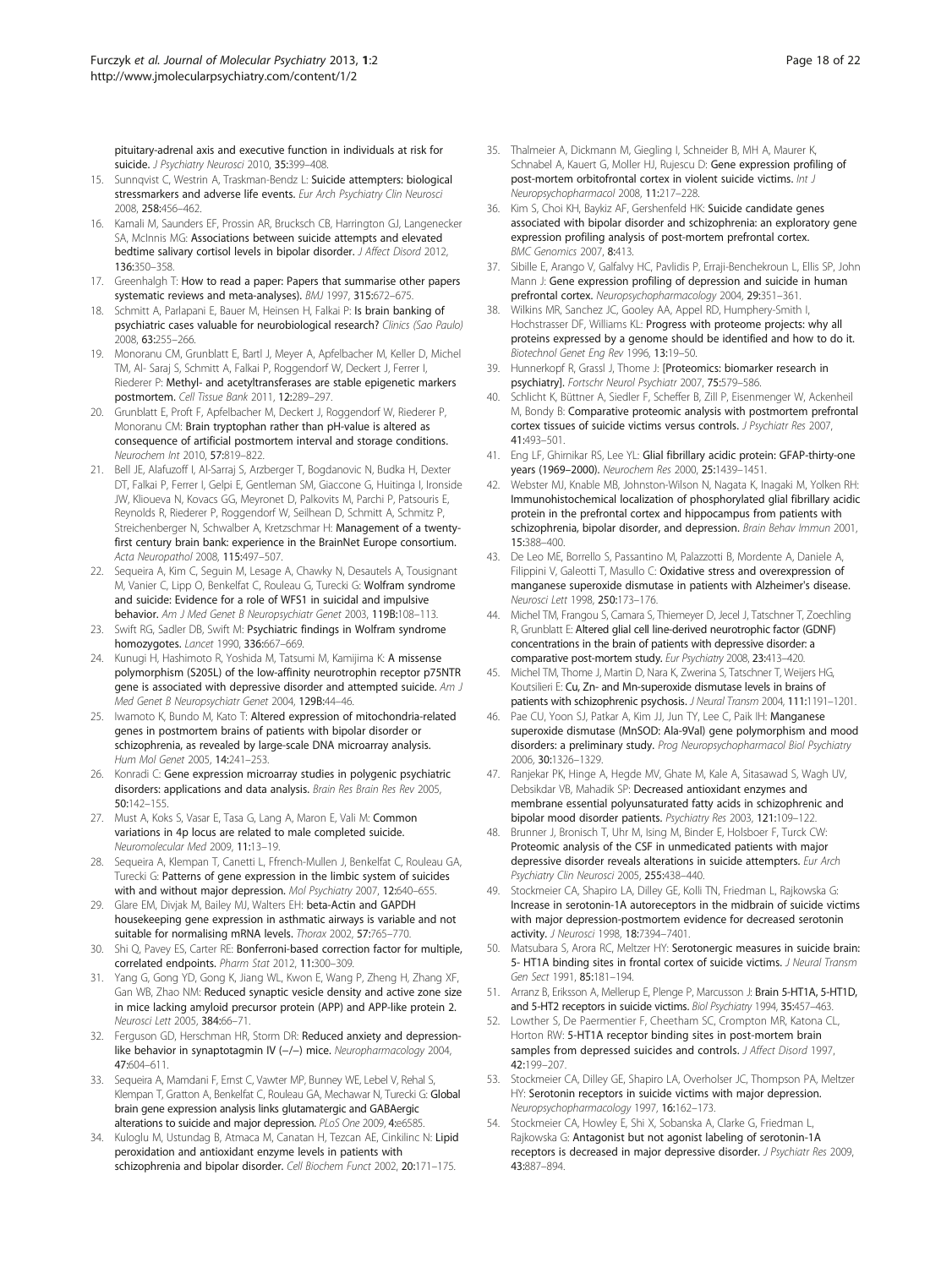pituitary-adrenal axis and executive function in individuals at risk for suicide. *J Psychiatry Neurosci* 2010, **35:**399–408.

15. Sunnqvist C, Westrin A, Traskman-Bendz L: **Suicide attempters: biological stressmarkers and adverse life events.** *Eur Arch Psychiatry Clin Neurosci* 2008, **258:**456–462.
16. Kamali M, Saunders EF, Prossin AR, Brucksch CB, Harrington GJ, Langenecker SA, McInnis MG: **Associations between suicide attempts and elevated bedtime salivary cortisol levels in bipolar disorder.** *J Affect Disord* 2012, **136:**350–358.
17. Greenhalgh T: **How to read a paper: Papers that summarise other papers systematic reviews and meta-analyses).** *BMJ* 1997, **315:**672–675.
18. Schmitt A, Parlapani E, Bauer M, Heinsen H, Falkai P: **Is brain banking of psychiatric cases valuable for neurobiological research?** *Clinics (Sao Paulo)* 2008, **63:**255–266.
19. Monoranu CM, Grunblatt E, Bartl J, Meyer A, Apfelbacher M, Keller D, Michel TM, Al- Saraj S, Schmitt A, Falkai P, Roggendorf W, Deckert J, Ferrer I, Riederer P: **Methyl- and acetyltransferases are stable epigenetic markers postmortem.** *Cell Tissue Bank* 2011, **12:**289–297.
20. Grunblatt E, Proft F, Apfelbacher M, Deckert J, Roggendorf W, Riederer P, Monoranu CM: **Brain tryptophan rather than pH-value is altered as consequence of artificial postmortem interval and storage conditions.** *Neurochem Int* 2010, **57:**819–822.
21. Bell JE, Alafuzoff I, Al-Sarraj S, Arzberger T, Bogdanovic N, Budka H, Dexter DT, Falkai P, Ferrer I, Gelpi E, Gentleman SM, Giaccone G, Huitinga I, Ironside JW, Klioueva N, Kovacs GG, Meyronet D, Palkovits M, Parchi P, Patsouris E, Reynolds R, Riederer P, Roggendorf W, Seilhean D, Schmitt A, Schmitz P, Streichenberger N, Schwalber A, Kretzschmar H: **Management of a twenty-first century brain bank: experience in the BrainNet Europe consortium.** *Acta Neuropathol* 2008, **115:**497–507.
22. Sequeira A, Kim C, Seguin M, Lesage A, Chawky N, Desautels A, Tousignant M, Vanier C, Lipp O, Benkelfat C, Rouleau G, Turecki G: **Wolfram syndrome and suicide: Evidence for a role of WFS1 in suicidal and impulsive behavior.** *Am J Med Genet B Neuropsychiatr Genet* 2003, **119B:**108–113.
23. Swift RG, Sadler DB, Swift M: **Psychiatric findings in Wolfram syndrome homozygotes.** *Lancet* 1990, **336:**667–669.
24. Kunugi H, Hashimoto R, Yoshida M, Tatsumi M, Kamijima K: **A missense polymorphism (S205L) of the low-affinity neurotrophin receptor p75NTR gene is associated with depressive disorder and attempted suicide.** *Am J Med Genet B Neuropsychiatr Genet* 2004, **129B:**44–46.
25. Iwamoto K, Bundo M, Kato T: **Altered expression of mitochondria-related genes in postmortem brains of patients with bipolar disorder or schizophrenia, as revealed by large-scale DNA microarray analysis.** *Hum Mol Genet* 2005, **14:**241–253.
26. Konradi C: **Gene expression microarray studies in polygenic psychiatric disorders: applications and data analysis.** *Brain Res Brain Res Rev* 2005, **50:**142–155.
27. Must A, Koks S, Vasar E, Tasa G, Lang A, Maron E, Vali M: **Common variations in 4p locus are related to male completed suicide.** *Neuromolecular Med* 2009, **11:**13–19.
28. Sequeira A, Klempan T, Canetti L, Ffrench-Mullen J, Benkelfat C, Rouleau GA, Turecki G: **Patterns of gene expression in the limbic system of suicides with and without major depression.** *Mol Psychiatry* 2007, **12:**640–655.
29. Glare EM, Divjak M, Bailey MJ, Walters EH: **beta-Actin and GAPDH housekeeping gene expression in asthmatic airways is variable and not suitable for normalising mRNA levels.** *Thorax* 2002, **57:**765–770.
30. Shi Q, Pavey ES, Carter RE: **Bonferroni-based correction factor for multiple, correlated endpoints.** *Pharm Stat* 2012, **11:**300–309.
31. Yang G, Gong YD, Gong K, Jiang WL, Kwon E, Wang P, Zheng H, Zhang XF, Gan WB, Zhao NM: **Reduced synaptic vesicle density and active zone size in mice lacking amyloid precursor protein (APP) and APP-like protein 2.** *Neurosci Lett* 2005, **384:**66–71.
32. Ferguson GD, Herschman HR, Storm DR: **Reduced anxiety and depression-like behavior in synaptotagmin IV (−/−) mice.** *Neuropharmacology* 2004, **47:**604–611.
33. Sequeira A, Mamdani F, Ernst C, Vawter MP, Bunney WE, Lebel V, Rehal S, Klempan T, Gratton A, Benkelfat C, Rouleau GA, Mechawar N, Turecki G: **Global brain gene expression analysis links glutamatergic and GABAergic alterations to suicide and major depression.** *PLoS One* 2009, **4:**e6585.
34. Kuloglu M, Ustundag B, Atmaca M, Canatan H, Tezcan AE, Cinkilinc N: **Lipid peroxidation and antioxidant enzyme levels in patients with schizophrenia and bipolar disorder.** *Cell Biochem Funct* 2002, **20:**171–175.
35. Thalmeier A, Dickmann M, Giegling I, Schneider B, MH A, Maurer K, Schnabel A, Kauert G, Moller HJ, Rujescu D: **Gene expression profiling of post-mortem orbitofrontal cortex in violent suicide victims.** *Int J Neuropsychopharmacol* 2008, **11:**217–228.
36. Kim S, Choi KH, Baykiz AF, Gershenfeld HK: **Suicide candidate genes associated with bipolar disorder and schizophrenia: an exploratory gene expression profiling analysis of post-mortem prefrontal cortex.** *BMC Genomics* 2007, **8:**413.
37. Sibille E, Arango V, Galfalvy HC, Pavlidis P, Erraji-Benchekroun L, Ellis SP, John Mann J: **Gene expression profiling of depression and suicide in human prefrontal cortex.** *Neuropsychopharmacology* 2004, **29:**351–361.
38. Wilkins MR, Sanchez JC, Gooley AA, Appel RD, Humphery-Smith I, Hochstrasser DF, Williams KL: **Progress with proteome projects: why all proteins expressed by a genome should be identified and how to do it.** *Biotechnol Genet Eng Rev* 1996, **13:**19–50.
39. Hunnerkopf R, Grassl J, Thome J: **[Proteomics: biomarker research in psychiatry].** *Fortschr Neurol Psychiatr* 2007, **75:**579–586.
40. Schlicht K, Büttner A, Siedler F, Scheffer B, Zill P, Eisenmenger W, Ackenheil M, Bondy B: **Comparative proteomic analysis with postmortem prefrontal cortex tissues of suicide victims versus controls.** *J Psychiatr Res* 2007, **41:**493–501.
41. Eng LF, Ghirnikar RS, Lee YL: **Glial fibrillary acidic protein: GFAP-thirty-one years (1969–2000).** *Neurochem Res* 2000, **25:**1439–1451.
42. Webster MJ, Knable MB, Johnston-Wilson N, Nagata K, Inagaki M, Yolken RH: **Immunohistochemical localization of phosphorylated glial fibrillary acidic protein in the prefrontal cortex and hippocampus from patients with schizophrenia, bipolar disorder, and depression.** *Brain Behav Immun* 2001, **15:**388–400.
43. De Leo ME, Borrello S, Passantino M, Palazzotti B, Mordente A, Daniele A, Filippini V, Galeotti T, Masullo C: **Oxidative stress and overexpression of manganese superoxide dismutase in patients with Alzheimer's disease.** *Neurosci Lett* 1998, **250:**173–176.
44. Michel TM, Frangou S, Camara S, Thiemeyer D, Jecel J, Tatschner T, Zoechling R, Grunblatt E: **Altered glial cell line-derived neurotrophic factor (GDNF) concentrations in the brain of patients with depressive disorder: a comparative post-mortem study.** *Eur Psychiatry* 2008, **23:**413–420.
45. Michel TM, Thome J, Martin D, Nara K, Zwerina S, Tatschner T, Weijers HG, Koutsilieri E: **Cu, Zn- and Mn-superoxide dismutase levels in brains of patients with schizophrenic psychosis.** *J Neural Transm* 2004, **111:**1191–1201.
46. Pae CU, Yoon SJ, Patkar A, Kim JJ, Jun TY, Lee C, Paik IH: **Manganese superoxide dismutase (MnSOD: Ala-9Val) gene polymorphism and mood disorders: a preliminary study.** *Prog Neuropsychopharmacol Biol Psychiatry* 2006, **30:**1326–1329.
47. Ranjekar PK, Hinge A, Hegde MV, Ghate M, Kale A, Sitasawad S, Wagh UV, Debsikdar VB, Mahadik SP: **Decreased antioxidant enzymes and membrane essential polyunsaturated fatty acids in schizophrenic and bipolar mood disorder patients.** *Psychiatry Res* 2003, **121:**109–122.
48. Brunner J, Bronisch T, Uhr M, Ising M, Binder E, Holsboer F, Turck CW: **Proteomic analysis of the CSF in unmedicated patients with major depressive disorder reveals alterations in suicide attempters.** *Eur Arch Psychiatry Clin Neurosci* 2005, **255:**438–440.
49. Stockmeier CA, Shapiro LA, Dilley GE, Kolli TN, Friedman L, Rajkowska G: **Increase in serotonin-1A autoreceptors in the midbrain of suicide victims with major depression-postmortem evidence for decreased serotonin activity.** *J Neurosci* 1998, **18:**7394–7401.
50. Matsubara S, Arora RC, Meltzer HY: **Serotonergic measures in suicide brain: 5- HT1A binding sites in frontal cortex of suicide victims.** *J Neural Transm Gen Sect* 1991, **85:**181–194.
51. Arranz B, Eriksson A, Mellerup E, Plenge P, Marcusson J: **Brain 5-HT1A, 5-HT1D, and 5-HT2 receptors in suicide victims.** *Biol Psychiatry* 1994, **35:**457–463.
52. Lowther S, De Paermentier F, Cheetham SC, Crompton MR, Katona CL, Horton RW: **5-HT1A receptor binding sites in post-mortem brain samples from depressed suicides and controls.** *J Affect Disord* 1997, **42:**199–207.
53. Stockmeier CA, Dilley GE, Shapiro LA, Overholser JC, Thompson PA, Meltzer HY: **Serotonin receptors in suicide victims with major depression.** *Neuropsychopharmacology* 1997, **16:**162–173.
54. Stockmeier CA, Howley E, Shi X, Sobanska A, Clarke G, Friedman L, Rajkowska G: **Antagonist but not agonist labeling of serotonin-1A receptors is decreased in major depressive disorder.** *J Psychiatr Res* 2009, **43:**887–894.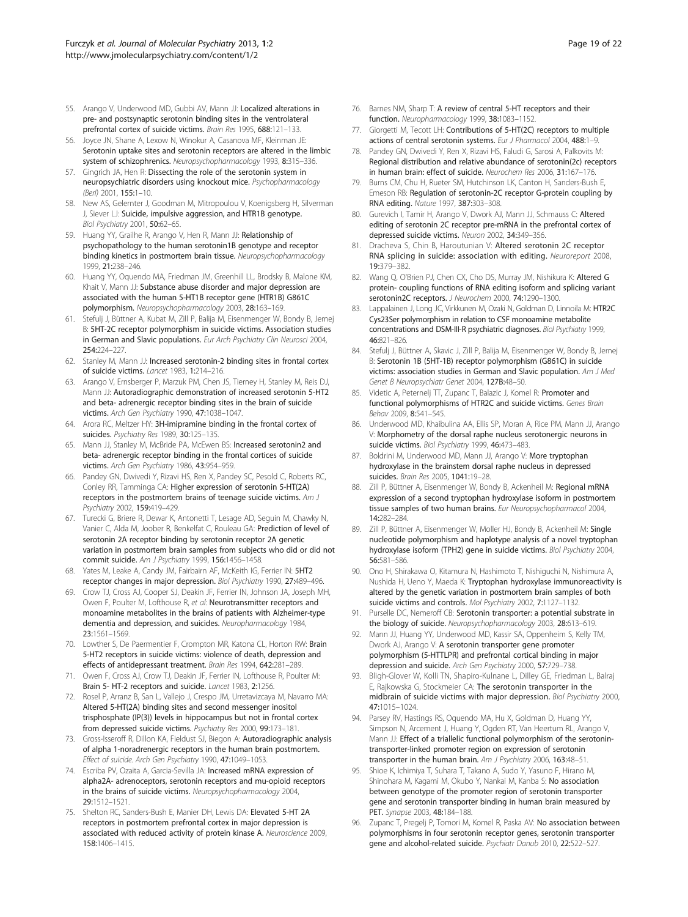55. Arango V, Underwood MD, Gubbi AV, Mann JJ: **Localized alterations in pre- and postsynaptic serotonin binding sites in the ventrolateral prefrontal cortex of suicide victims.** *Brain Res* 1995, **688:**121–133.
56. Joyce JN, Shane A, Lexow N, Winokur A, Casanova MF, Kleinman JE: **Serotonin uptake sites and serotonin receptors are altered in the limbic system of schizophrenics.** *Neuropsychopharmacology* 1993, **8:**315–336.
57. Gingrich JA, Hen R: **Dissecting the role of the serotonin system in neuropsychiatric disorders using knockout mice.** *Psychopharmacology (Berl)* 2001, **155:**1–10.
58. New AS, Gelernter J, Goodman M, Mitropoulou V, Koenigsberg H, Silverman J, Siever LJ: **Suicide, impulsive aggression, and HTR1B genotype.** *Biol Psychiatry* 2001, **50:**62–65.
59. Huang YY, Grailhe R, Arango V, Hen R, Mann JJ: **Relationship of psychopathology to the human serotonin1B genotype and receptor binding kinetics in postmortem brain tissue.** *Neuropsychopharmacology* 1999, **21:**238–246.
60. Huang YY, Oquendo MA, Friedman JM, Greenhill LL, Brodsky B, Malone KM, Khait V, Mann JJ: **Substance abuse disorder and major depression are associated with the human 5-HT1B receptor gene (HTR1B) G861C polymorphism.** *Neuropsychopharmacology* 2003, **28:**163–169.
61. Stefulj J, Büttner A, Kubat M, Zill P, Balija M, Eisenmenger W, Bondy B, Jernej B: **5HT-2C receptor polymorphism in suicide victims. Association studies in German and Slavic populations.** *Eur Arch Psychiatry Clin Neurosci* 2004, **254:**224–227.
62. Stanley M, Mann JJ: **Increased serotonin-2 binding sites in frontal cortex of suicide victims.** *Lancet* 1983, **1:**214–216.
63. Arango V, Ernsberger P, Marzuk PM, Chen JS, Tierney H, Stanley M, Reis DJ, Mann JJ: **Autoradiographic demonstration of increased serotonin 5-HT2 and beta- adrenergic receptor binding sites in the brain of suicide victims.** *Arch Gen Psychiatry* 1990, **47:**1038–1047.
64. Arora RC, Meltzer HY: **3H-imipramine binding in the frontal cortex of suicides.** *Psychiatry Res* 1989, **30:**125–135.
65. Mann JJ, Stanley M, McBride PA, McEwen BS: **Increased serotonin2 and beta- adrenergic receptor binding in the frontal cortices of suicide victims.** *Arch Gen Psychiatry* 1986, **43:**954–959.
66. Pandey GN, Dwivedi Y, Rizavi HS, Ren X, Pandey SC, Pesold C, Roberts RC, Conley RR, Tamminga CA: **Higher expression of serotonin 5-HT(2A) receptors in the postmortem brains of teenage suicide victims.** *Am J Psychiatry* 2002, **159:**419–429.
67. Turecki G, Briere R, Dewar K, Antonetti T, Lesage AD, Seguin M, Chawky N, Vanier C, Alda M, Joober R, Benkelfat C, Rouleau GA: **Prediction of level of serotonin 2A receptor binding by serotonin receptor 2A genetic variation in postmortem brain samples from subjects who did or did not commit suicide.** *Am J Psychiatry* 1999, **156:**1456–1458.
68. Yates M, Leake A, Candy JM, Fairbairn AF, McKeith IG, Ferrier IN: **5HT2 receptor changes in major depression.** *Biol Psychiatry* 1990, **27:**489–496.
69. Crow TJ, Cross AJ, Cooper SJ, Deakin JF, Ferrier IN, Johnson JA, Joseph MH, Owen F, Poulter M, Lofthouse R, *et al*: **Neurotransmitter receptors and monoamine metabolites in the brains of patients with Alzheimer-type dementia and depression, and suicides.** *Neuropharmacology* 1984, **23:**1561–1569.
70. Lowther S, De Paermentier F, Crompton MR, Katona CL, Horton RW: **Brain 5-HT2 receptors in suicide victims: violence of death, depression and effects of antidepressant treatment.** *Brain Res* 1994, **642:**281–289.
71. Owen F, Cross AJ, Crow TJ, Deakin JF, Ferrier IN, Lofthouse R, Poulter M: **Brain 5- HT-2 receptors and suicide.** *Lancet* 1983, **2:**1256.
72. Rosel P, Arranz B, San L, Vallejo J, Crespo JM, Urretavizcaya M, Navarro MA: **Altered 5-HT(2A) binding sites and second messenger inositol trisphosphate (IP(3)) levels in hippocampus but not in frontal cortex from depressed suicide victims.** *Psychiatry Res* 2000, **99:**173–181.
73. Gross-Isseroff R, Dillon KA, Fieldust SJ, Biegon A: **Autoradiographic analysis of alpha 1-noradrenergic receptors in the human brain postmortem.** *Effect of suicide. Arch Gen Psychiatry* 1990, **47:**1049–1053.
74. Escriba PV, Ozaita A, Garcia-Sevilla JA: **Increased mRNA expression of alpha2A- adrenoceptors, serotonin receptors and mu-opioid receptors in the brains of suicide victims.** *Neuropsychopharmacology* 2004, **29:**1512–1521.
75. Shelton RC, Sanders-Bush E, Manier DH, Lewis DA: **Elevated 5-HT 2A receptors in postmortem prefrontal cortex in major depression is associated with reduced activity of protein kinase A.** *Neuroscience* 2009, **158:**1406–1415.
76. Barnes NM, Sharp T: **A review of central 5-HT receptors and their function.** *Neuropharmacology* 1999, **38:**1083–1152.
77. Giorgetti M, Tecott LH: **Contributions of 5-HT(2C) receptors to multiple actions of central serotonin systems.** *Eur J Pharmacol* 2004, **488:**1–9.
78. Pandey GN, Dwivedi Y, Ren X, Rizavi HS, Faludi G, Sarosi A, Palkovits M: **Regional distribution and relative abundance of serotonin(2c) receptors in human brain: effect of suicide.** *Neurochem Res* 2006, **31:**167–176.
79. Burns CM, Chu H, Rueter SM, Hutchinson LK, Canton H, Sanders-Bush E, Emeson RB: **Regulation of serotonin-2C receptor G-protein coupling by RNA editing.** *Nature* 1997, **387:**303–308.
80. Gurevich I, Tamir H, Arango V, Dwork AJ, Mann JJ, Schmauss C: **Altered editing of serotonin 2C receptor pre-mRNA in the prefrontal cortex of depressed suicide victims.** *Neuron* 2002, **34:**349–356.
81. Dracheva S, Chin B, Haroutunian V: **Altered serotonin 2C receptor RNA splicing in suicide: association with editing.** *Neuroreport* 2008, **19:**379–382.
82. Wang Q, O'Brien PJ, Chen CX, Cho DS, Murray JM, Nishikura K: **Altered G protein- coupling functions of RNA editing isoform and splicing variant serotonin2C receptors.** *J Neurochem* 2000, **74:**1290–1300.
83. Lappalainen J, Long JC, Virkkunen M, Ozaki N, Goldman D, Linnoila M: **HTR2C Cys23Ser polymorphism in relation to CSF monoamine metabolite concentrations and DSM-III-R psychiatric diagnoses.** *Biol Psychiatry* 1999, **46:**821–826.
84. Stefulj J, Büttner A, Skavic J, Zill P, Balija M, Eisenmenger W, Bondy B, Jernej B: **Serotonin 1B (5HT-1B) receptor polymorphism (G861C) in suicide victims: association studies in German and Slavic population.** *Am J Med Genet B Neuropsychiatr Genet* 2004, **127B:**48–50.
85. Videtic A, Peternelj TT, Zupanc T, Balazic J, Komel R: **Promoter and functional polymorphisms of HTR2C and suicide victims.** *Genes Brain Behav* 2009, **8:**541–545.
86. Underwood MD, Khaibulina AA, Ellis SP, Moran A, Rice PM, Mann JJ, Arango V: **Morphometry of the dorsal raphe nucleus serotonergic neurons in suicide victims.** *Biol Psychiatry* 1999, **46:**473–483.
87. Boldrini M, Underwood MD, Mann JJ, Arango V: **More tryptophan hydroxylase in the brainstem dorsal raphe nucleus in depressed suicides.** *Brain Res* 2005, **1041:**19–28.
88. Zill P, Büttner A, Eisenmenger W, Bondy B, Ackenheil M: **Regional mRNA expression of a second tryptophan hydroxylase isoform in postmortem tissue samples of two human brains.** *Eur Neuropsychopharmacol* 2004, **14:**282–284.
89. Zill P, Büttner A, Eisenmenger W, Moller HJ, Bondy B, Ackenheil M: **Single nucleotide polymorphism and haplotype analysis of a novel tryptophan hydroxylase isoform (TPH2) gene in suicide victims.** *Biol Psychiatry* 2004, **56:**581–586.
90. Ono H, Shirakawa O, Kitamura N, Hashimoto T, Nishiguchi N, Nishimura A, Nushida H, Ueno Y, Maeda K: **Tryptophan hydroxylase immunoreactivity is altered by the genetic variation in postmortem brain samples of both suicide victims and controls.** *Mol Psychiatry* 2002, **7:**1127–1132.
91. Purselle DC, Nemeroff CB: **Serotonin transporter: a potential substrate in the biology of suicide.** *Neuropsychopharmacology* 2003, **28:**613–619.
92. Mann JJ, Huang YY, Underwood MD, Kassir SA, Oppenheim S, Kelly TM, Dwork AJ, Arango V: **A serotonin transporter gene promoter polymorphism (5-HTTLPR) and prefrontal cortical binding in major depression and suicide.** *Arch Gen Psychiatry* 2000, **57:**729–738.
93. Bligh-Glover W, Kolli TN, Shapiro-Kulnane L, Dilley GE, Friedman L, Balraj E, Rajkowska G, Stockmeier CA: **The serotonin transporter in the midbrain of suicide victims with major depression.** *Biol Psychiatry* 2000, **47:**1015–1024.
94. Parsey RV, Hastings RS, Oquendo MA, Hu X, Goldman D, Huang YY, Simpson N, Arcement J, Huang Y, Ogden RT, Van Heertum RL, Arango V, Mann JJ: **Effect of a triallelic functional polymorphism of the serotonin-transporter-linked promoter region on expression of serotonin transporter in the human brain.** *Am J Psychiatry* 2006, **163:**48–51.
95. Shioe K, Ichimiya T, Suhara T, Takano A, Sudo Y, Yasuno F, Hirano M, Shinohara M, Kagami M, Okubo Y, Nankai M, Kanba S: **No association between genotype of the promoter region of serotonin transporter gene and serotonin transporter binding in human brain measured by PET.** *Synapse* 2003, **48:**184–188.
96. Zupanc T, Pregelj P, Tomori M, Komel R, Paska AV: **No association between polymorphisms in four serotonin receptor genes, serotonin transporter gene and alcohol-related suicide.** *Psychiatr Danub* 2010, **22:**522–527.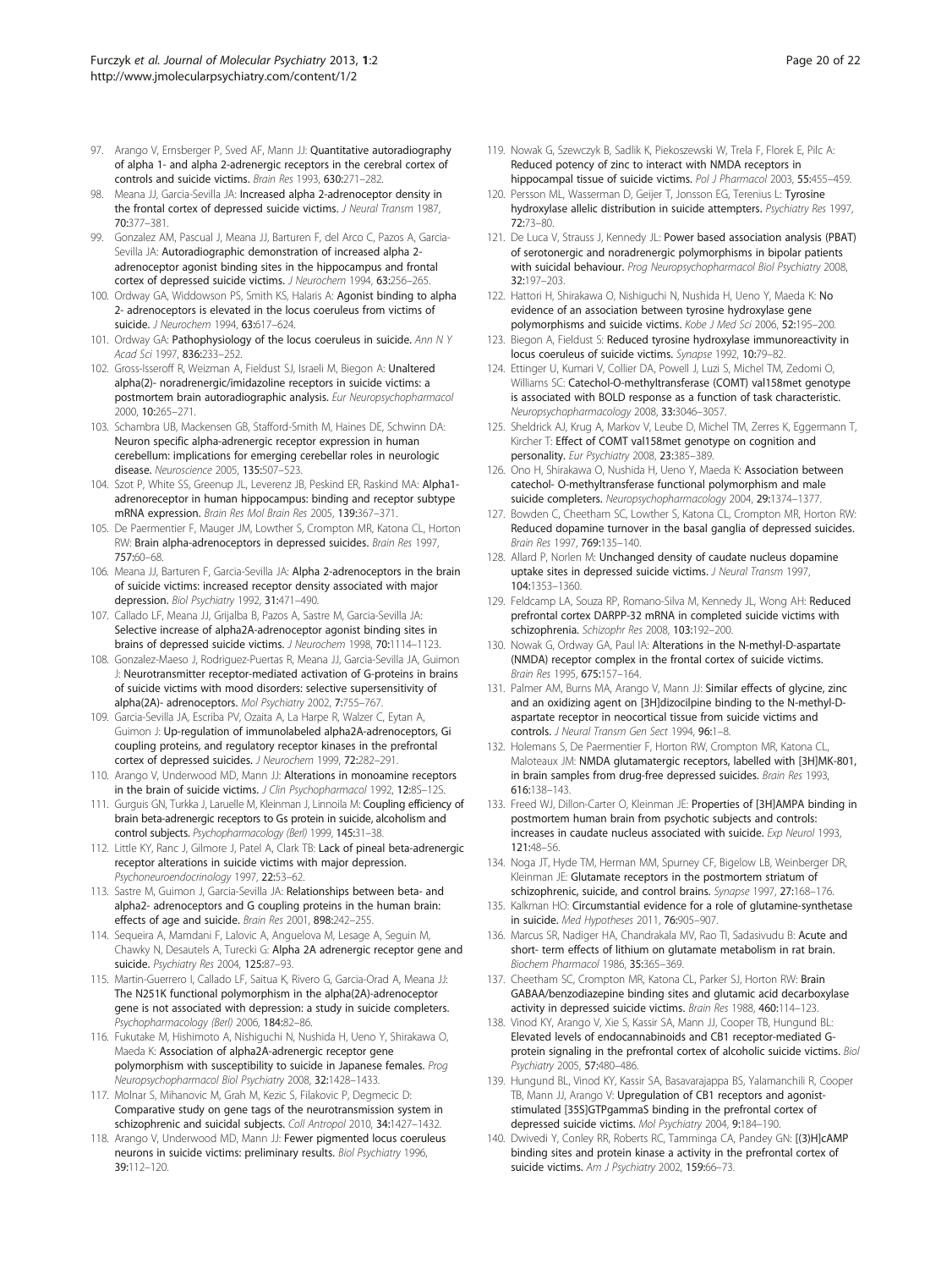97. Arango V, Ernsberger P, Sved AF, Mann JJ: **Quantitative autoradiography of alpha 1- and alpha 2-adrenergic receptors in the cerebral cortex of controls and suicide victims.** *Brain Res* 1993, **630:**271–282.
98. Meana JJ, Garcia-Sevilla JA: **Increased alpha 2-adrenoceptor density in the frontal cortex of depressed suicide victims.** *J Neural Transm* 1987, **70:**377–381.
99. Gonzalez AM, Pascual J, Meana JJ, Barturen F, del Arco C, Pazos A, Garcia-Sevilla JA: **Autoradiographic demonstration of increased alpha 2-adrenoceptor agonist binding sites in the hippocampus and frontal cortex of depressed suicide victims.** *J Neurochem* 1994, **63:**256–265.
100. Ordway GA, Widdowson PS, Smith KS, Halaris A: **Agonist binding to alpha 2- adrenoceptors is elevated in the locus coeruleus from victims of suicide.** *J Neurochem* 1994, **63:**617–624.
101. Ordway GA: **Pathophysiology of the locus coeruleus in suicide.** *Ann N Y Acad Sci* 1997, **836:**233–252.
102. Gross-Isseroff R, Weizman A, Fieldust SJ, Israeli M, Biegon A: **Unaltered alpha(2)- noradrenergic/imidazoline receptors in suicide victims: a postmortem brain autoradiographic analysis.** *Eur Neuropsychopharmacol* 2000, **10:**265–271.
103. Schambra UB, Mackensen GB, Stafford-Smith M, Haines DE, Schwinn DA: **Neuron specific alpha-adrenergic receptor expression in human cerebellum: implications for emerging cerebellar roles in neurologic disease.** *Neuroscience* 2005, **135:**507–523.
104. Szot P, White SS, Greenup JL, Leverenz JB, Peskind ER, Raskind MA: **Alpha1-adrenoreceptor in human hippocampus: binding and receptor subtype mRNA expression.** *Brain Res Mol Brain Res* 2005, **139:**367–371.
105. De Paermentier F, Mauger JM, Lowther S, Crompton MR, Katona CL, Horton RW: **Brain alpha-adrenoceptors in depressed suicides.** *Brain Res* 1997, **757:**60–68.
106. Meana JJ, Barturen F, Garcia-Sevilla JA: **Alpha 2-adrenoceptors in the brain of suicide victims: increased receptor density associated with major depression.** *Biol Psychiatry* 1992, **31:**471–490.
107. Callado LF, Meana JJ, Grijalba B, Pazos A, Sastre M, Garcia-Sevilla JA: **Selective increase of alpha2A-adrenoceptor agonist binding sites in brains of depressed suicide victims.** *J Neurochem* 1998, **70:**1114–1123.
108. Gonzalez-Maeso J, Rodriguez-Puertas R, Meana JJ, Garcia-Sevilla JA, Guimon J: **Neurotransmitter receptor-mediated activation of G-proteins in brains of suicide victims with mood disorders: selective supersensitivity of alpha(2A)- adrenoceptors.** *Mol Psychiatry* 2002, **7:**755–767.
109. Garcia-Sevilla JA, Escriba PV, Ozaita A, La Harpe R, Walzer C, Eytan A, Guimon J: **Up-regulation of immunolabeled alpha2A-adrenoceptors, Gi coupling proteins, and regulatory receptor kinases in the prefrontal cortex of depressed suicides.** *J Neurochem* 1999, **72:**282–291.
110. Arango V, Underwood MD, Mann JJ: **Alterations in monoamine receptors in the brain of suicide victims.** *J Clin Psychopharmacol* 1992, **12:**8S–12S.
111. Gurguis GN, Turkka J, Laruelle M, Kleinman J, Linnoila M: **Coupling efficiency of brain beta-adrenergic receptors to Gs protein in suicide, alcoholism and control subjects.** *Psychopharmacology (Berl)* 1999, **145:**31–38.
112. Little KY, Ranc J, Gilmore J, Patel A, Clark TB: **Lack of pineal beta-adrenergic receptor alterations in suicide victims with major depression.** *Psychoneuroendocrinology* 1997, **22:**53–62.
113. Sastre M, Guimon J, Garcia-Sevilla JA: **Relationships between beta- and alpha2- adrenoceptors and G coupling proteins in the human brain: effects of age and suicide.** *Brain Res* 2001, **898:**242–255.
114. Sequeira A, Mamdani F, Lalovic A, Anguelova M, Lesage A, Seguin M, Chawky N, Desautels A, Turecki G: **Alpha 2A adrenergic receptor gene and suicide.** *Psychiatry Res* 2004, **125:**87–93.
115. Martin-Guerrero I, Callado LF, Saitua K, Rivero G, Garcia-Orad A, Meana JJ: **The N251K functional polymorphism in the alpha(2A)-adrenoceptor gene is not associated with depression: a study in suicide completers.** *Psychopharmacology (Berl)* 2006, **184:**82–86.
116. Fukutake M, Hishimoto A, Nishiguchi N, Nushida H, Ueno Y, Shirakawa O, Maeda K: **Association of alpha2A-adrenergic receptor gene polymorphism with susceptibility to suicide in Japanese females.** *Prog Neuropsychopharmacol Biol Psychiatry* 2008, **32:**1428–1433.
117. Molnar S, Mihanovic M, Grah M, Kezic S, Filakovic P, Degmecic D: **Comparative study on gene tags of the neurotransmission system in schizophrenic and suicidal subjects.** *Coll Antropol* 2010, **34:**1427–1432.
118. Arango V, Underwood MD, Mann JJ: **Fewer pigmented locus coeruleus neurons in suicide victims: preliminary results.** *Biol Psychiatry* 1996, **39:**112–120.
119. Nowak G, Szewczyk B, Sadlik K, Piekoszewski W, Trela F, Florek E, Pilc A: **Reduced potency of zinc to interact with NMDA receptors in hippocampal tissue of suicide victims.** *Pol J Pharmacol* 2003, **55:**455–459.
120. Persson ML, Wasserman D, Geijer T, Jonsson EG, Terenius L: **Tyrosine hydroxylase allelic distribution in suicide attempters.** *Psychiatry Res* 1997, **72:**73–80.
121. De Luca V, Strauss J, Kennedy JL: **Power based association analysis (PBAT) of serotonergic and noradrenergic polymorphisms in bipolar patients with suicidal behaviour.** *Prog Neuropsychopharmacol Biol Psychiatry* 2008, **32:**197–203.
122. Hattori H, Shirakawa O, Nishiguchi N, Nushida H, Ueno Y, Maeda K: **No evidence of an association between tyrosine hydroxylase gene polymorphisms and suicide victims.** *Kobe J Med Sci* 2006, **52:**195–200.
123. Biegon A, Fieldust S: **Reduced tyrosine hydroxylase immunoreactivity in locus coeruleus of suicide victims.** *Synapse* 1992, **10:**79–82.
124. Ettinger U, Kumari V, Collier DA, Powell J, Luzi S, Michel TM, Zedomi O, Williams SC: **Catechol-O-methyltransferase (COMT) val158met genotype is associated with BOLD response as a function of task characteristic.** *Neuropsychopharmacology* 2008, **33:**3046–3057.
125. Sheldrick AJ, Krug A, Markov V, Leube D, Michel TM, Zerres K, Eggermann T, Kircher T: **Effect of COMT val158met genotype on cognition and personality.** *Eur Psychiatry* 2008, **23:**385–389.
126. Ono H, Shirakawa O, Nushida H, Ueno Y, Maeda K: **Association between catechol- O-methyltransferase functional polymorphism and male suicide completers.** *Neuropsychopharmacology* 2004, **29:**1374–1377.
127. Bowden C, Cheetham SC, Lowther S, Katona CL, Crompton MR, Horton RW: **Reduced dopamine turnover in the basal ganglia of depressed suicides.** *Brain Res* 1997, **769:**135–140.
128. Allard P, Norlen M: **Unchanged density of caudate nucleus dopamine uptake sites in depressed suicide victims.** *J Neural Transm* 1997, **104:**1353–1360.
129. Feldcamp LA, Souza RP, Romano-Silva M, Kennedy JL, Wong AH: **Reduced prefrontal cortex DARPP-32 mRNA in completed suicide victims with schizophrenia.** *Schizophr Res* 2008, **103:**192–200.
130. Nowak G, Ordway GA, Paul IA: **Alterations in the N-methyl-D-aspartate (NMDA) receptor complex in the frontal cortex of suicide victims.** *Brain Res* 1995, **675:**157–164.
131. Palmer AM, Burns MA, Arango V, Mann JJ: **Similar effects of glycine, zinc and an oxidizing agent on [3H]dizocilpine binding to the N-methyl-D-aspartate receptor in neocortical tissue from suicide victims and controls.** *J Neural Transm Gen Sect* 1994, **96:**1–8.
132. Holemans S, De Paermentier F, Horton RW, Crompton MR, Katona CL, Maloteaux JM: **NMDA glutamatergic receptors, labelled with [3H]MK-801, in brain samples from drug-free depressed suicides.** *Brain Res* 1993, **616:**138–143.
133. Freed WJ, Dillon-Carter O, Kleinman JE: **Properties of [3H]AMPA binding in postmortem human brain from psychotic subjects and controls: increases in caudate nucleus associated with suicide.** *Exp Neurol* 1993, **121:**48–56.
134. Noga JT, Hyde TM, Herman MM, Spurney CF, Bigelow LB, Weinberger DR, Kleinman JE: **Glutamate receptors in the postmortem striatum of schizophrenic, suicide, and control brains.** *Synapse* 1997, **27:**168–176.
135. Kalkman HO: **Circumstantial evidence for a role of glutamine-synthetase in suicide.** *Med Hypotheses* 2011, **76:**905–907.
136. Marcus SR, Nadiger HA, Chandrakala MV, Rao TI, Sadasivudu B: **Acute and short- term effects of lithium on glutamate metabolism in rat brain.** *Biochem Pharmacol* 1986, **35:**365–369.
137. Cheetham SC, Crompton MR, Katona CL, Parker SJ, Horton RW: **Brain GABAA/benzodiazepine binding sites and glutamic acid decarboxylase activity in depressed suicide victims.** *Brain Res* 1988, **460:**114–123.
138. Vinod KY, Arango V, Xie S, Kassir SA, Mann JJ, Cooper TB, Hungund BL: **Elevated levels of endocannabinoids and CB1 receptor-mediated G-protein signaling in the prefrontal cortex of alcoholic suicide victims.** *Biol Psychiatry* 2005, **57:**480–486.
139. Hungund BL, Vinod KY, Kassir SA, Basavarajappa BS, Yalamanchili R, Cooper TB, Mann JJ, Arango V: **Upregulation of CB1 receptors and agonist-stimulated [35S]GTPgammaS binding in the prefrontal cortex of depressed suicide victims.** *Mol Psychiatry* 2004, **9:**184–190.
140. Dwivedi Y, Conley RR, Roberts RC, Tamminga CA, Pandey GN: **[(3)H]cAMP binding sites and protein kinase a activity in the prefrontal cortex of suicide victims.** *Am J Psychiatry* 2002, **159:**66–73.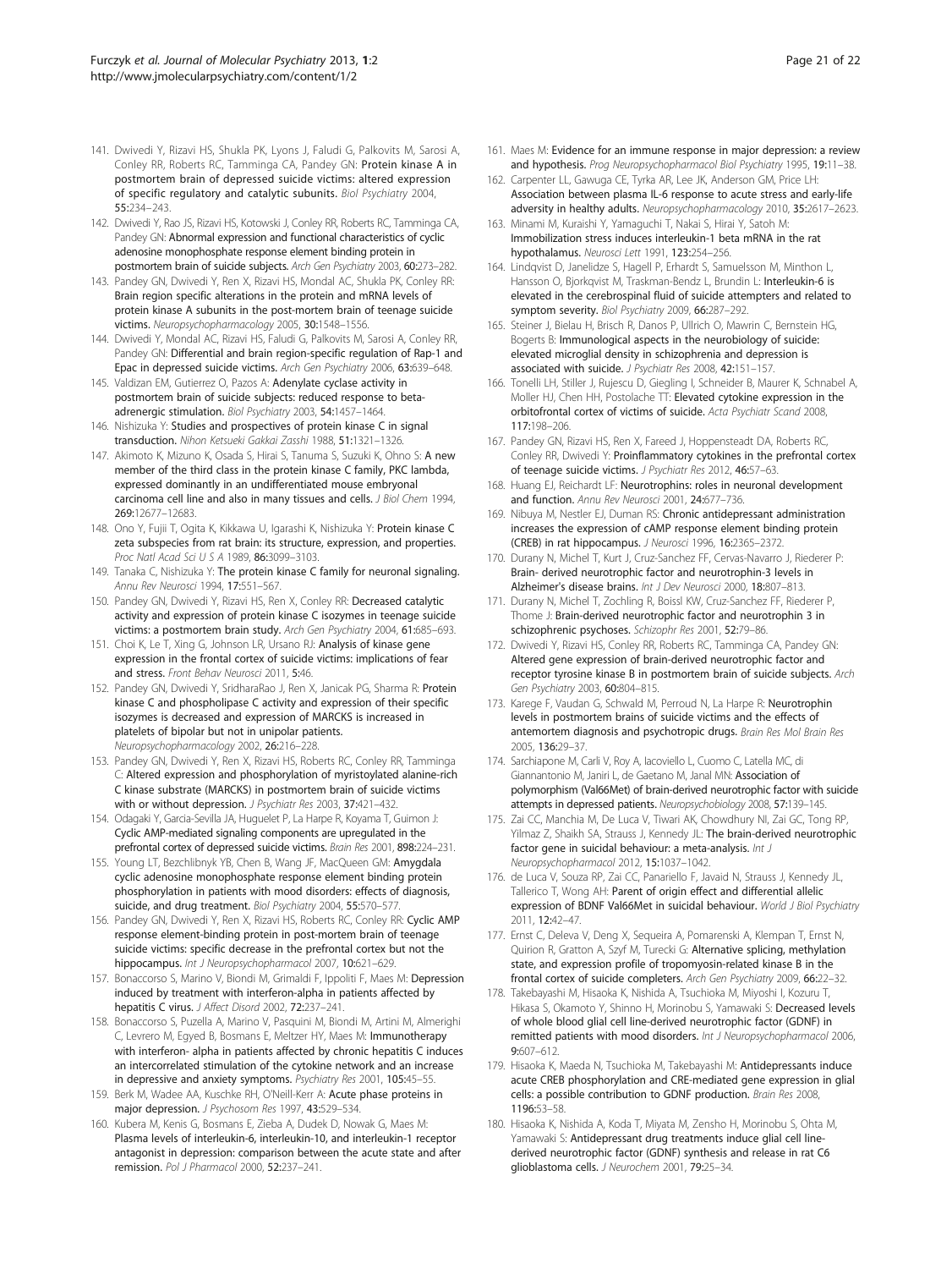141. Dwivedi Y, Rizavi HS, Shukla PK, Lyons J, Faludi G, Palkovits M, Sarosi A, Conley RR, Roberts RC, Tamminga CA, Pandey GN: **Protein kinase A in postmortem brain of depressed suicide victims: altered expression of specific regulatory and catalytic subunits.** *Biol Psychiatry* 2004, **55:**234–243.
142. Dwivedi Y, Rao JS, Rizavi HS, Kotowski J, Conley RR, Roberts RC, Tamminga CA, Pandey GN: **Abnormal expression and functional characteristics of cyclic adenosine monophosphate response element binding protein in postmortem brain of suicide subjects.** *Arch Gen Psychiatry* 2003, **60:**273–282.
143. Pandey GN, Dwivedi Y, Ren X, Rizavi HS, Mondal AC, Shukla PK, Conley RR: **Brain region specific alterations in the protein and mRNA levels of protein kinase A subunits in the post-mortem brain of teenage suicide victims.** *Neuropsychopharmacology* 2005, **30:**1548–1556.
144. Dwivedi Y, Mondal AC, Rizavi HS, Faludi G, Palkovits M, Sarosi A, Conley RR, Pandey GN: **Differential and brain region-specific regulation of Rap-1 and Epac in depressed suicide victims.** *Arch Gen Psychiatry* 2006, **63:**639–648.
145. Valdizan EM, Gutierrez O, Pazos A: **Adenylate cyclase activity in postmortem brain of suicide subjects: reduced response to beta-adrenergic stimulation.** *Biol Psychiatry* 2003, **54:**1457–1464.
146. Nishizuka Y: **Studies and prospectives of protein kinase C in signal transduction.** *Nihon Ketsueki Gakkai Zasshi* 1988, **51:**1321–1326.
147. Akimoto K, Mizuno K, Osada S, Hirai S, Tanuma S, Suzuki K, Ohno S: **A new member of the third class in the protein kinase C family, PKC lambda, expressed dominantly in an undifferentiated mouse embryonal carcinoma cell line and also in many tissues and cells.** *J Biol Chem* 1994, **269:**12677–12683.
148. Ono Y, Fujii T, Ogita K, Kikkawa U, Igarashi K, Nishizuka Y: **Protein kinase C zeta subspecies from rat brain: its structure, expression, and properties.** *Proc Natl Acad Sci U S A* 1989, **86:**3099–3103.
149. Tanaka C, Nishizuka Y: **The protein kinase C family for neuronal signaling.** *Annu Rev Neurosci* 1994, **17:**551–567.
150. Pandey GN, Dwivedi Y, Rizavi HS, Ren X, Conley RR: **Decreased catalytic activity and expression of protein kinase C isozymes in teenage suicide victims: a postmortem brain study.** *Arch Gen Psychiatry* 2004, **61:**685–693.
151. Choi K, Le T, Xing G, Johnson LR, Ursano RJ: **Analysis of kinase gene expression in the frontal cortex of suicide victims: implications of fear and stress.** *Front Behav Neurosci* 2011, **5:**46.
152. Pandey GN, Dwivedi Y, SridharaRao J, Ren X, Janicak PG, Sharma R: **Protein kinase C and phospholipase C activity and expression of their specific isozymes is decreased and expression of MARCKS is increased in platelets of bipolar but not in unipolar patients.** *Neuropsychopharmacology* 2002, **26:**216–228.
153. Pandey GN, Dwivedi Y, Ren X, Rizavi HS, Roberts RC, Conley RR, Tamminga C: **Altered expression and phosphorylation of myristoylated alanine-rich C kinase substrate (MARCKS) in postmortem brain of suicide victims with or without depression.** *J Psychiatr Res* 2003, **37:**421–432.
154. Odagaki Y, Garcia-Sevilla JA, Huguelet P, La Harpe R, Koyama T, Guimon J: **Cyclic AMP-mediated signaling components are upregulated in the prefrontal cortex of depressed suicide victims.** *Brain Res* 2001, **898:**224–231.
155. Young LT, Bezchlibnyk YB, Chen B, Wang JF, MacQueen GM: **Amygdala cyclic adenosine monophosphate response element binding protein phosphorylation in patients with mood disorders: effects of diagnosis, suicide, and drug treatment.** *Biol Psychiatry* 2004, **55:**570–577.
156. Pandey GN, Dwivedi Y, Ren X, Rizavi HS, Roberts RC, Conley RR: **Cyclic AMP response element-binding protein in post-mortem brain of teenage suicide victims: specific decrease in the prefrontal cortex but not the hippocampus.** *Int J Neuropsychopharmacol* 2007, **10:**621–629.
157. Bonaccorso S, Marino V, Biondi M, Grimaldi F, Ippoliti F, Maes M: **Depression induced by treatment with interferon-alpha in patients affected by hepatitis C virus.** *J Affect Disord* 2002, **72:**237–241.
158. Bonaccorso S, Puzella A, Marino V, Pasquini M, Biondi M, Artini M, Almerighi C, Levrero M, Egyed B, Bosmans E, Meltzer HY, Maes M: **Immunotherapy with interferon- alpha in patients affected by chronic hepatitis C induces an intercorrelated stimulation of the cytokine network and an increase in depressive and anxiety symptoms.** *Psychiatry Res* 2001, **105:**45–55.
159. Berk M, Wadee AA, Kuschke RH, O'Neill-Kerr A: **Acute phase proteins in major depression.** *J Psychosom Res* 1997, **43:**529–534.
160. Kubera M, Kenis G, Bosmans E, Zieba A, Dudek D, Nowak G, Maes M: **Plasma levels of interleukin-6, interleukin-10, and interleukin-1 receptor antagonist in depression: comparison between the acute state and after remission.** *Pol J Pharmacol* 2000, **52:**237–241.
161. Maes M: **Evidence for an immune response in major depression: a review and hypothesis.** *Prog Neuropsychopharmacol Biol Psychiatry* 1995, **19:**11–38.
162. Carpenter LL, Gawuga CE, Tyrka AR, Lee JK, Anderson GM, Price LH: **Association between plasma IL-6 response to acute stress and early-life adversity in healthy adults.** *Neuropsychopharmacology* 2010, **35:**2617–2623.
163. Minami M, Kuraishi Y, Yamaguchi T, Nakai S, Hirai Y, Satoh M: **Immobilization stress induces interleukin-1 beta mRNA in the rat hypothalamus.** *Neurosci Lett* 1991, **123:**254–256.
164. Lindqvist D, Janelidze S, Hagell P, Erhardt S, Samuelsson M, Minthon L, Hansson O, Bjorkqvist M, Traskman-Bendz L, Brundin L: **Interleukin-6 is elevated in the cerebrospinal fluid of suicide attempters and related to symptom severity.** *Biol Psychiatry* 2009, **66:**287–292.
165. Steiner J, Bielau H, Brisch R, Danos P, Ullrich O, Mawrin C, Bernstein HG, Bogerts B: **Immunological aspects in the neurobiology of suicide: elevated microglial density in schizophrenia and depression is associated with suicide.** *J Psychiatr Res* 2008, **42:**151–157.
166. Tonelli LH, Stiller J, Rujescu D, Giegling I, Schneider B, Maurer K, Schnabel A, Moller HJ, Chen HH, Postolache TT: **Elevated cytokine expression in the orbitofrontal cortex of victims of suicide.** *Acta Psychiatr Scand* 2008, **117:**198–206.
167. Pandey GN, Rizavi HS, Ren X, Fareed J, Hoppensteadt DA, Roberts RC, Conley RR, Dwivedi Y: **Proinflammatory cytokines in the prefrontal cortex of teenage suicide victims.** *J Psychiatr Res* 2012, **46:**57–63.
168. Huang EJ, Reichardt LF: **Neurotrophins: roles in neuronal development and function.** *Annu Rev Neurosci* 2001, **24:**677–736.
169. Nibuya M, Nestler EJ, Duman RS: **Chronic antidepressant administration increases the expression of cAMP response element binding protein (CREB) in rat hippocampus.** *J Neurosci* 1996, **16:**2365–2372.
170. Durany N, Michel T, Kurt J, Cruz-Sanchez FF, Cervas-Navarro J, Riederer P: **Brain- derived neurotrophic factor and neurotrophin-3 levels in Alzheimer's disease brains.** *Int J Dev Neurosci* 2000, **18:**807–813.
171. Durany N, Michel T, Zochling R, Boissl KW, Cruz-Sanchez FF, Riederer P, Thome J: **Brain-derived neurotrophic factor and neurotrophin 3 in schizophrenic psychoses.** *Schizophr Res* 2001, **52:**79–86.
172. Dwivedi Y, Rizavi HS, Conley RR, Roberts RC, Tamminga CA, Pandey GN: **Altered gene expression of brain-derived neurotrophic factor and receptor tyrosine kinase B in postmortem brain of suicide subjects.** *Arch Gen Psychiatry* 2003, **60:**804–815.
173. Karege F, Vaudan G, Schwald M, Perroud N, La Harpe R: **Neurotrophin levels in postmortem brains of suicide victims and the effects of antemortem diagnosis and psychotropic drugs.** *Brain Res Mol Brain Res* 2005, **136:**29–37.
174. Sarchiapone M, Carli V, Roy A, Iacoviello L, Cuomo C, Latella MC, di Giannantonio M, Janiri L, de Gaetano M, Janal MN: **Association of polymorphism (Val66Met) of brain-derived neurotrophic factor with suicide attempts in depressed patients.** *Neuropsychobiology* 2008, **57:**139–145.
175. Zai CC, Manchia M, De Luca V, Tiwari AK, Chowdhury NI, Zai GC, Tong RP, Yilmaz Z, Shaikh SA, Strauss J, Kennedy JL: **The brain-derived neurotrophic factor gene in suicidal behaviour: a meta-analysis.** *Int J Neuropsychopharmacol* 2012, **15:**1037–1042.
176. de Luca V, Souza RP, Zai CC, Panariello F, Javaid N, Strauss J, Kennedy JL, Tallerico T, Wong AH: **Parent of origin effect and differential allelic expression of BDNF Val66Met in suicidal behaviour.** *World J Biol Psychiatry* 2011, **12:**42–47.
177. Ernst C, Deleva V, Deng X, Sequeira A, Pomarenski A, Klempan T, Ernst N, Quirion R, Gratton A, Szyf M, Turecki G: **Alternative splicing, methylation state, and expression profile of tropomyosin-related kinase B in the frontal cortex of suicide completers.** *Arch Gen Psychiatry* 2009, **66:**22–32.
178. Takebayashi M, Hisaoka K, Nishida A, Tsuchioka M, Miyoshi I, Kozuru T, Hikasa S, Okamoto Y, Shinno H, Morinobu S, Yamawaki S: **Decreased levels of whole blood glial cell line-derived neurotrophic factor (GDNF) in remitted patients with mood disorders.** *Int J Neuropsychopharmacol* 2006, **9:**607–612.
179. Hisaoka K, Maeda N, Tsuchioka M, Takebayashi M: **Antidepressants induce acute CREB phosphorylation and CRE-mediated gene expression in glial cells: a possible contribution to GDNF production.** *Brain Res* 2008, **1196:**53–58.
180. Hisaoka K, Nishida A, Koda T, Miyata M, Zensho H, Morinobu S, Ohta M, Yamawaki S: **Antidepressant drug treatments induce glial cell line-derived neurotrophic factor (GDNF) synthesis and release in rat C6 glioblastoma cells.** *J Neurochem* 2001, **79:**25–34.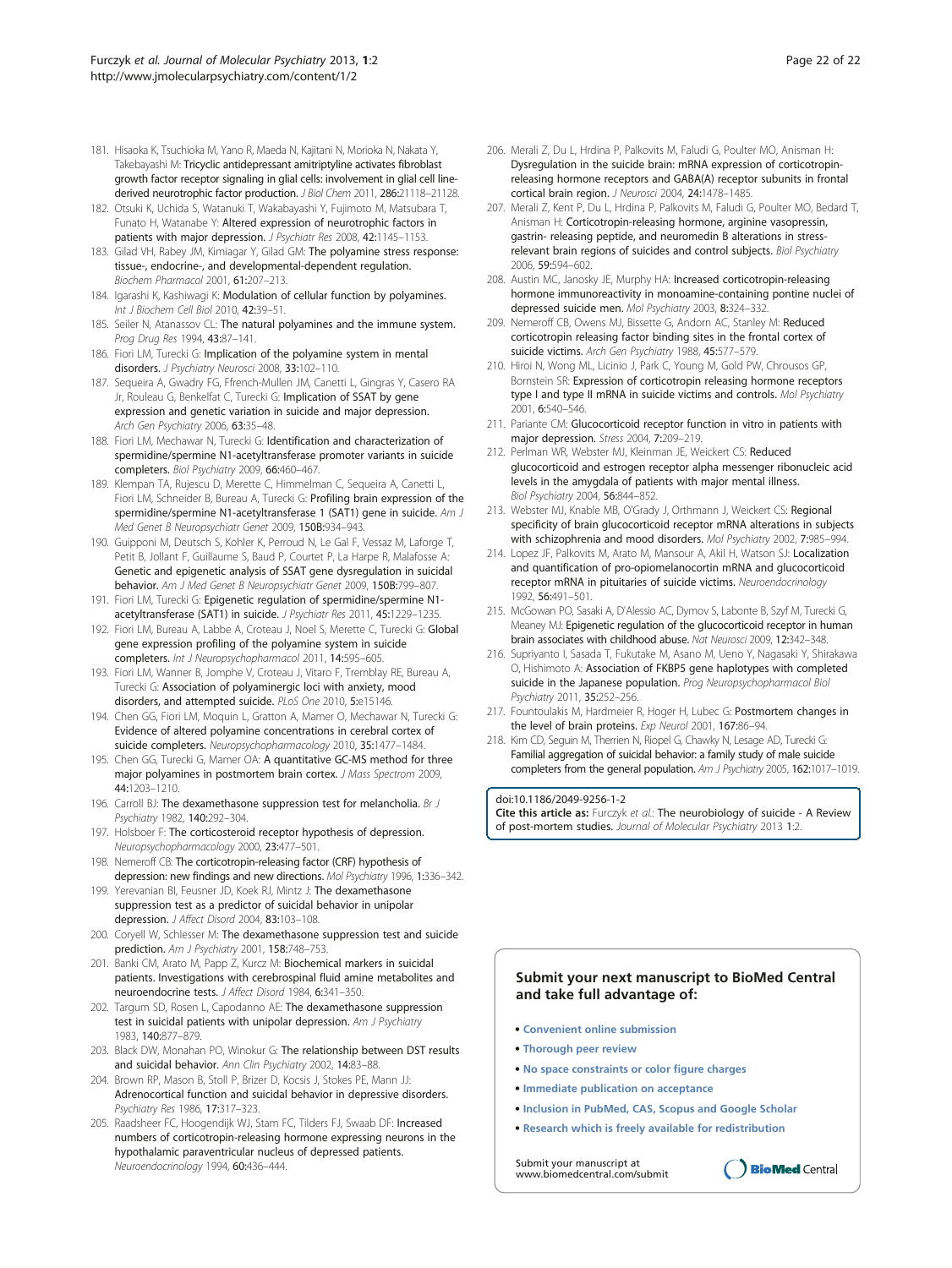181. Hisaoka K, Tsuchioka M, Yano R, Maeda N, Kajitani N, Morioka N, Nakata Y, Takebayashi M: **Tricyclic antidepressant amitriptyline activates fibroblast growth factor receptor signaling in glial cells: involvement in glial cell line-derived neurotrophic factor production.** *J Biol Chem* 2011, **286:**21118–21128.
182. Otsuki K, Uchida S, Watanuki T, Wakabayashi Y, Fujimoto M, Matsubara T, Funato H, Watanabe Y: **Altered expression of neurotrophic factors in patients with major depression.** *J Psychiatr Res* 2008, **42:**1145–1153.
183. Gilad VH, Rabey JM, Kimiagar Y, Gilad GM: **The polyamine stress response: tissue-, endocrine-, and developmental-dependent regulation.** *Biochem Pharmacol* 2001, **61:**207–213.
184. Igarashi K, Kashiwagi K: **Modulation of cellular function by polyamines.** *Int J Biochem Cell Biol* 2010, **42:**39–51.
185. Seiler N, Atanassov CL: **The natural polyamines and the immune system.** *Prog Drug Res* 1994, **43:**87–141.
186. Fiori LM, Turecki G: **Implication of the polyamine system in mental disorders.** *J Psychiatry Neurosci* 2008, **33:**102–110.
187. Sequeira A, Gwadry FG, Ffrench-Mullen JM, Canetti L, Gingras Y, Casero RA Jr, Rouleau G, Benkelfat C, Turecki G: **Implication of SSAT by gene expression and genetic variation in suicide and major depression.** *Arch Gen Psychiatry* 2006, **63:**35–48.
188. Fiori LM, Mechawar N, Turecki G: **Identification and characterization of spermidine/spermine N1-acetyltransferase promoter variants in suicide completers.** *Biol Psychiatry* 2009, **66:**460–467.
189. Klempan TA, Rujescu D, Merette C, Himmelman C, Sequeira A, Canetti L, Fiori LM, Schneider B, Bureau A, Turecki G: **Profiling brain expression of the spermidine/spermine N1-acetyltransferase 1 (SAT1) gene in suicide.** *Am J Med Genet B Neuropsychiatr Genet* 2009, **150B:**934–943.
190. Guipponi M, Deutsch S, Kohler K, Perroud N, Le Gal F, Vessaz M, Laforge T, Petit B, Jollant F, Guillaume S, Baud P, Courtet P, La Harpe R, Malafosse A: **Genetic and epigenetic analysis of SSAT gene dysregulation in suicidal behavior.** *Am J Med Genet B Neuropsychiatr Genet* 2009, **150B:**799–807.
191. Fiori LM, Turecki G: **Epigenetic regulation of spermidine/spermine N1-acetyltransferase (SAT1) in suicide.** *J Psychiatr Res* 2011, **45:**1229–1235.
192. Fiori LM, Bureau A, Labbe A, Croteau J, Noel S, Merette C, Turecki G: **Global gene expression profiling of the polyamine system in suicide completers.** *Int J Neuropsychopharmacol* 2011, **14:**595–605.
193. Fiori LM, Wanner B, Jomphe V, Croteau J, Vitaro F, Tremblay RE, Bureau A, Turecki G: **Association of polyaminergic loci with anxiety, mood disorders, and attempted suicide.** *PLoS One* 2010, **5:**e15146.
194. Chen GG, Fiori LM, Moquin L, Gratton A, Mamer O, Mechawar N, Turecki G: **Evidence of altered polyamine concentrations in cerebral cortex of suicide completers.** *Neuropsychopharmacology* 2010, **35:**1477–1484.
195. Chen GG, Turecki G, Mamer OA: **A quantitative GC-MS method for three major polyamines in postmortem brain cortex.** *J Mass Spectrom* 2009, **44:**1203–1210.
196. Carroll BJ: **The dexamethasone suppression test for melancholia.** *Br J Psychiatry* 1982, **140:**292–304.
197. Holsboer F: **The corticosteroid receptor hypothesis of depression.** *Neuropsychopharmacology* 2000, **23:**477–501.
198. Nemeroff CB: **The corticotropin-releasing factor (CRF) hypothesis of depression: new findings and new directions.** *Mol Psychiatry* 1996, **1:**336–342.
199. Yerevanian BI, Feusner JD, Koek RJ, Mintz J: **The dexamethasone suppression test as a predictor of suicidal behavior in unipolar depression.** *J Affect Disord* 2004, **83:**103–108.
200. Coryell W, Schlesser M: **The dexamethasone suppression test and suicide prediction.** *Am J Psychiatry* 2001, **158:**748–753.
201. Banki CM, Arato M, Papp Z, Kurcz M: **Biochemical markers in suicidal patients. Investigations with cerebrospinal fluid amine metabolites and neuroendocrine tests.** *J Affect Disord* 1984, **6:**341–350.
202. Targum SD, Rosen L, Capodanno AE: **The dexamethasone suppression test in suicidal patients with unipolar depression.** *Am J Psychiatry* 1983, **140:**877–879.
203. Black DW, Monahan PO, Winokur G: **The relationship between DST results and suicidal behavior.** *Ann Clin Psychiatry* 2002, **14:**83–88.
204. Brown RP, Mason B, Stoll P, Brizer D, Kocsis J, Stokes PE, Mann JJ: **Adrenocortical function and suicidal behavior in depressive disorders.** *Psychiatry Res* 1986, **17:**317–323.
205. Raadsheer FC, Hoogendijk WJ, Stam FC, Tilders FJ, Swaab DF: **Increased numbers of corticotropin-releasing hormone expressing neurons in the hypothalamic paraventricular nucleus of depressed patients.** *Neuroendocrinology* 1994, **60:**436–444.
206. Merali Z, Du L, Hrdina P, Palkovits M, Faludi G, Poulter MO, Anisman H: **Dysregulation in the suicide brain: mRNA expression of corticotropin-releasing hormone receptors and GABA(A) receptor subunits in frontal cortical brain region.** *J Neurosci* 2004, **24:**1478–1485.
207. Merali Z, Kent P, Du L, Hrdina P, Palkovits M, Faludi G, Poulter MO, Bedard T, Anisman H: **Corticotropin-releasing hormone, arginine vasopressin, gastrin- releasing peptide, and neuromedin B alterations in stress-relevant brain regions of suicides and control subjects.** *Biol Psychiatry* 2006, **59:**594–602.
208. Austin MC, Janosky JE, Murphy HA: **Increased corticotropin-releasing hormone immunoreactivity in monoamine-containing pontine nuclei of depressed suicide men.** *Mol Psychiatry* 2003, **8:**324–332.
209. Nemeroff CB, Owens MJ, Bissette G, Andorn AC, Stanley M: **Reduced corticotropin releasing factor binding sites in the frontal cortex of suicide victims.** *Arch Gen Psychiatry* 1988, **45:**577–579.
210. Hiroi N, Wong ML, Licinio J, Park C, Young M, Gold PW, Chrousos GP, Bornstein SR: **Expression of corticotropin releasing hormone receptors type I and type II mRNA in suicide victims and controls.** *Mol Psychiatry* 2001, **6:**540–546.
211. Pariante CM: **Glucocorticoid receptor function in vitro in patients with major depression.** *Stress* 2004, **7:**209–219.
212. Perlman WR, Webster MJ, Kleinman JE, Weickert CS: **Reduced glucocorticoid and estrogen receptor alpha messenger ribonucleic acid levels in the amygdala of patients with major mental illness.** *Biol Psychiatry* 2004, **56:**844–852.
213. Webster MJ, Knable MB, O'Grady J, Orthmann J, Weickert CS: **Regional specificity of brain glucocorticoid receptor mRNA alterations in subjects with schizophrenia and mood disorders.** *Mol Psychiatry* 2002, **7:**985–994.
214. Lopez JF, Palkovits M, Arato M, Mansour A, Akil H, Watson SJ: **Localization and quantification of pro-opiomelanocortin mRNA and glucocorticoid receptor mRNA in pituitaries of suicide victims.** *Neuroendocrinology* 1992, **56:**491–501.
215. McGowan PO, Sasaki A, D'Alessio AC, Dymov S, Labonte B, Szyf M, Turecki G, Meaney MJ: **Epigenetic regulation of the glucocorticoid receptor in human brain associates with childhood abuse.** *Nat Neurosci* 2009, **12:**342–348.
216. Supriyanto I, Sasada T, Fukutake M, Asano M, Ueno Y, Nagasaki Y, Shirakawa O, Hishimoto A: **Association of FKBP5 gene haplotypes with completed suicide in the Japanese population.** *Prog Neuropsychopharmacol Biol Psychiatry* 2011, **35:**252–256.
217. Fountoulakis M, Hardmeier R, Hoger H, Lubec G: **Postmortem changes in the level of brain proteins.** *Exp Neurol* 2001, **167:**86–94.
218. Kim CD, Seguin M, Therrien N, Riopel G, Chawky N, Lesage AD, Turecki G: **Familial aggregation of suicidal behavior: a family study of male suicide completers from the general population.** *Am J Psychiatry* 2005, **162:**1017–1019.

doi:10.1186/2049-9256-1-2

**Cite this article as:** Furczyk *et al.*: The neurobiology of suicide - A Review of post-mortem studies. *Journal of Molecular Psychiatry* 2013 **1**:2.

**Submit your next manuscript to BioMed Central and take full advantage of:**

- **Convenient online submission**
- **Thorough peer review**
- **No space constraints or color figure charges**
- **Immediate publication on acceptance**
- **Inclusion in PubMed, CAS, Scopus and Google Scholar**
- **Research which is freely available for redistribution**

Submit your manuscript at
www.biomedcentral.com/submit

BioMed Central